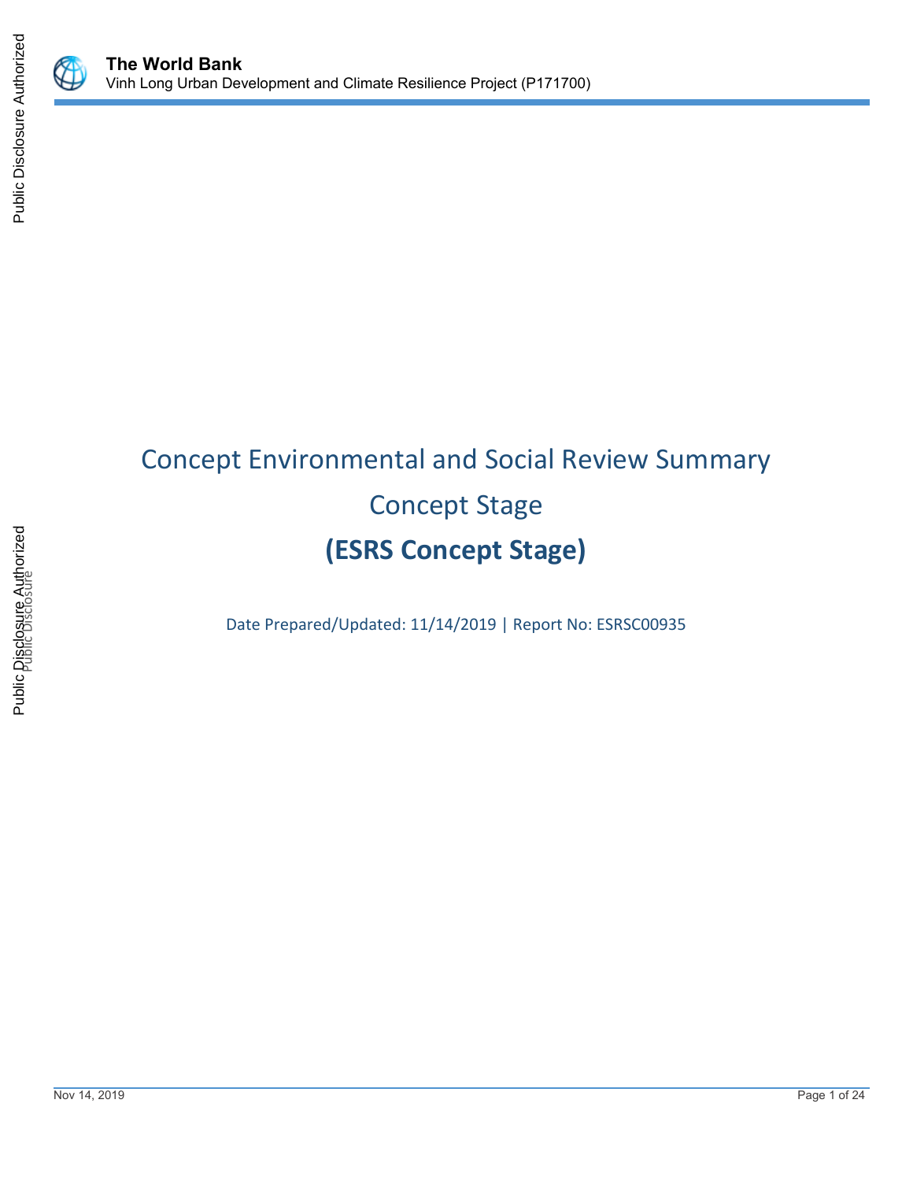# Concept Environmental and Social Review Summary

## Concept Stage

## (ESRS Concept Stage)

Date Prepared/Updated: 11/14/2019 | Report No: ESRSC00935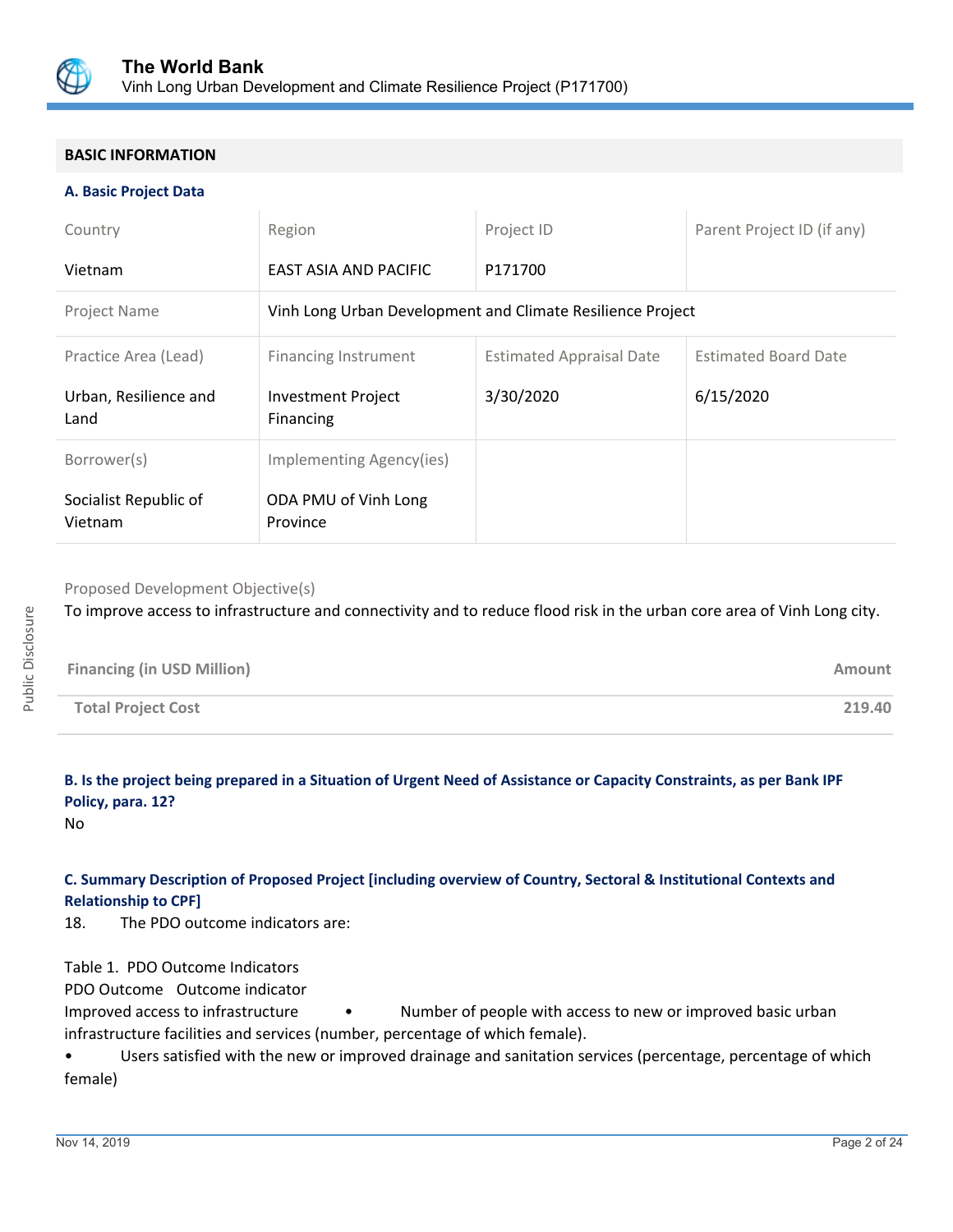## BASIC INFORMATION

### A. Basic Project Data

| Country | Region | Project ID | Parent Project ID (if any) |
|---|---|---|---|
| Vietnam | EAST ASIA AND PACIFIC | P171700 | |
| Project Name | Vinh Long Urban Development and Climate Resilience Project | | |
| Practice Area (Lead) | Financing Instrument | Estimated Appraisal Date | Estimated Board Date |
| Urban, Resilience and Land | Investment Project Financing | 3/30/2020 | 6/15/2020 |
| Borrower(s) | Implementing Agency(ies) | | |
| Socialist Republic of Vietnam | ODA PMU of Vinh Long Province | | |

Proposed Development Objective(s)

To improve access to infrastructure and connectivity and to reduce flood risk in the urban core area of Vinh Long city.

| Financing (in USD Million) | Amount |
|---|---|
| Total Project Cost | 219.40 |

### B. Is the project being prepared in a Situation of Urgent Need of Assistance or Capacity Constraints, as per Bank IPF Policy, para. 12?

No

### C. Summary Description of Proposed Project [including overview of Country, Sectoral & Institutional Contexts and Relationship to CPF]

18. The PDO outcome indicators are:

Table 1. PDO Outcome Indicators

PDO Outcome Outcome indicator

Improved access to infrastructure • Number of people with access to new or improved basic urban infrastructure facilities and services (number, percentage of which female).

• Users satisfied with the new or improved drainage and sanitation services (percentage, percentage of which female)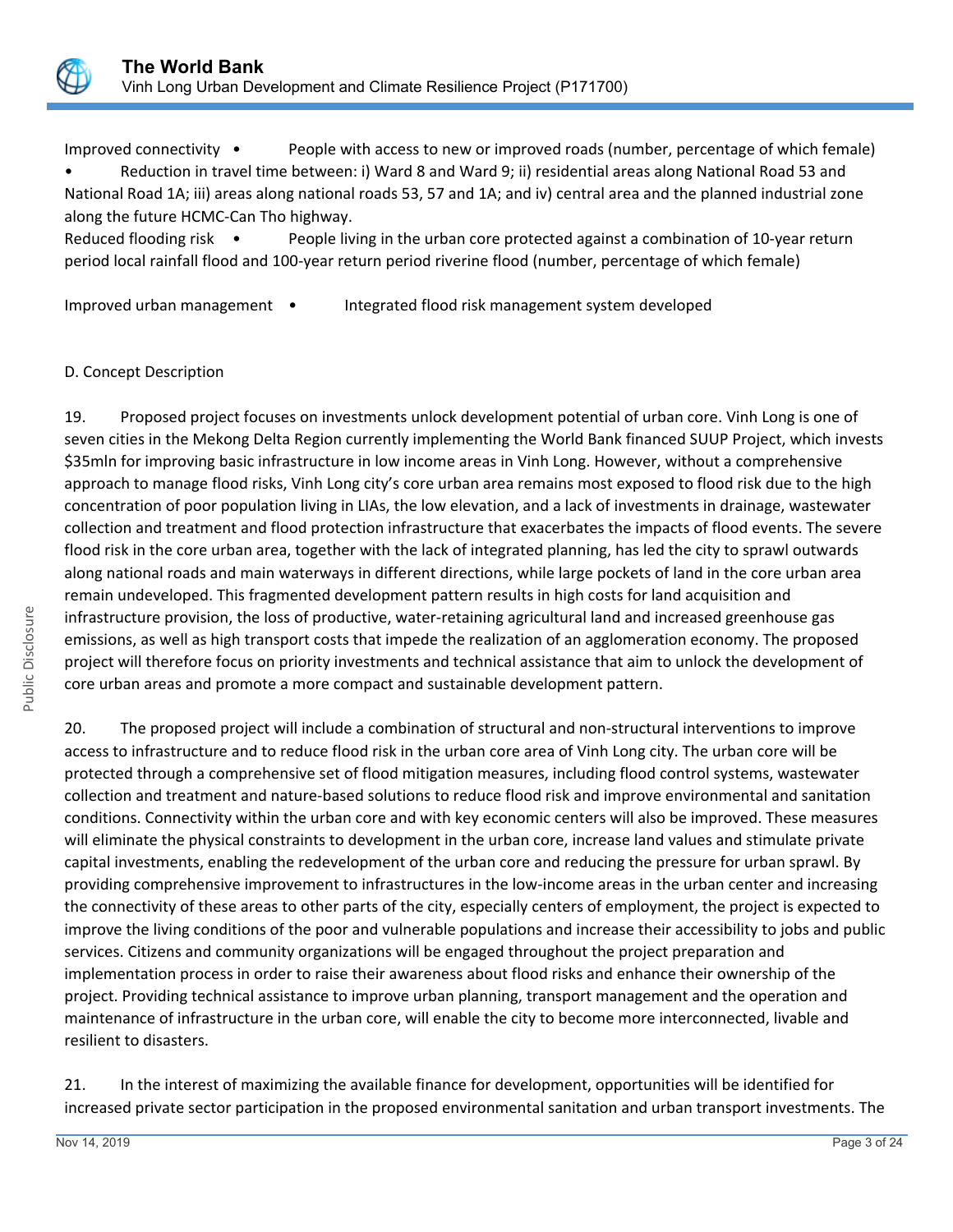Improved connectivity • People with access to new or improved roads (number, percentage of which female)
• Reduction in travel time between: i) Ward 8 and Ward 9; ii) residential areas along National Road 53 and National Road 1A; iii) areas along national roads 53, 57 and 1A; and iv) central area and the planned industrial zone along the future HCMC-Can Tho highway.
Reduced flooding risk • People living in the urban core protected against a combination of 10-year return period local rainfall flood and 100-year return period riverine flood (number, percentage of which female)

Improved urban management • Integrated flood risk management system developed

D. Concept Description

19. Proposed project focuses on investments unlock development potential of urban core. Vinh Long is one of seven cities in the Mekong Delta Region currently implementing the World Bank financed SUUP Project, which invests \$35mln for improving basic infrastructure in low income areas in Vinh Long. However, without a comprehensive approach to manage flood risks, Vinh Long city's core urban area remains most exposed to flood risk due to the high concentration of poor population living in LIAs, the low elevation, and a lack of investments in drainage, wastewater collection and treatment and flood protection infrastructure that exacerbates the impacts of flood events. The severe flood risk in the core urban area, together with the lack of integrated planning, has led the city to sprawl outwards along national roads and main waterways in different directions, while large pockets of land in the core urban area remain undeveloped. This fragmented development pattern results in high costs for land acquisition and infrastructure provision, the loss of productive, water-retaining agricultural land and increased greenhouse gas emissions, as well as high transport costs that impede the realization of an agglomeration economy. The proposed project will therefore focus on priority investments and technical assistance that aim to unlock the development of core urban areas and promote a more compact and sustainable development pattern.

20. The proposed project will include a combination of structural and non-structural interventions to improve access to infrastructure and to reduce flood risk in the urban core area of Vinh Long city. The urban core will be protected through a comprehensive set of flood mitigation measures, including flood control systems, wastewater collection and treatment and nature-based solutions to reduce flood risk and improve environmental and sanitation conditions. Connectivity within the urban core and with key economic centers will also be improved. These measures will eliminate the physical constraints to development in the urban core, increase land values and stimulate private capital investments, enabling the redevelopment of the urban core and reducing the pressure for urban sprawl. By providing comprehensive improvement to infrastructures in the low-income areas in the urban center and increasing the connectivity of these areas to other parts of the city, especially centers of employment, the project is expected to improve the living conditions of the poor and vulnerable populations and increase their accessibility to jobs and public services. Citizens and community organizations will be engaged throughout the project preparation and implementation process in order to raise their awareness about flood risks and enhance their ownership of the project. Providing technical assistance to improve urban planning, transport management and the operation and maintenance of infrastructure in the urban core, will enable the city to become more interconnected, livable and resilient to disasters.

21. In the interest of maximizing the available finance for development, opportunities will be identified for increased private sector participation in the proposed environmental sanitation and urban transport investments. The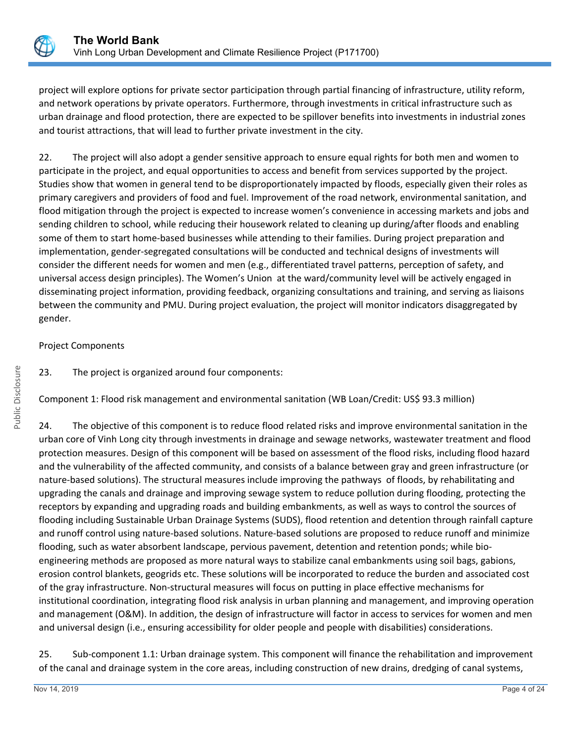project will explore options for private sector participation through partial financing of infrastructure, utility reform, and network operations by private operators. Furthermore, through investments in critical infrastructure such as urban drainage and flood protection, there are expected to be spillover benefits into investments in industrial zones and tourist attractions, that will lead to further private investment in the city.

22. The project will also adopt a gender sensitive approach to ensure equal rights for both men and women to participate in the project, and equal opportunities to access and benefit from services supported by the project. Studies show that women in general tend to be disproportionately impacted by floods, especially given their roles as primary caregivers and providers of food and fuel. Improvement of the road network, environmental sanitation, and flood mitigation through the project is expected to increase women's convenience in accessing markets and jobs and sending children to school, while reducing their housework related to cleaning up during/after floods and enabling some of them to start home-based businesses while attending to their families. During project preparation and implementation, gender-segregated consultations will be conducted and technical designs of investments will consider the different needs for women and men (e.g., differentiated travel patterns, perception of safety, and universal access design principles). The Women's Union at the ward/community level will be actively engaged in disseminating project information, providing feedback, organizing consultations and training, and serving as liaisons between the community and PMU. During project evaluation, the project will monitor indicators disaggregated by gender.

Project Components

23. The project is organized around four components:

Component 1: Flood risk management and environmental sanitation (WB Loan/Credit: US$ 93.3 million)

24. The objective of this component is to reduce flood related risks and improve environmental sanitation in the urban core of Vinh Long city through investments in drainage and sewage networks, wastewater treatment and flood protection measures. Design of this component will be based on assessment of the flood risks, including flood hazard and the vulnerability of the affected community, and consists of a balance between gray and green infrastructure (or nature-based solutions). The structural measures include improving the pathways of floods, by rehabilitating and upgrading the canals and drainage and improving sewage system to reduce pollution during flooding, protecting the receptors by expanding and upgrading roads and building embankments, as well as ways to control the sources of flooding including Sustainable Urban Drainage Systems (SUDS), flood retention and detention through rainfall capture and runoff control using nature-based solutions. Nature-based solutions are proposed to reduce runoff and minimize flooding, such as water absorbent landscape, pervious pavement, detention and retention ponds; while bio-engineering methods are proposed as more natural ways to stabilize canal embankments using soil bags, gabions, erosion control blankets, geogrids etc. These solutions will be incorporated to reduce the burden and associated cost of the gray infrastructure. Non-structural measures will focus on putting in place effective mechanisms for institutional coordination, integrating flood risk analysis in urban planning and management, and improving operation and management (O&M). In addition, the design of infrastructure will factor in access to services for women and men and universal design (i.e., ensuring accessibility for older people and people with disabilities) considerations.

25. Sub-component 1.1: Urban drainage system. This component will finance the rehabilitation and improvement of the canal and drainage system in the core areas, including construction of new drains, dredging of canal systems,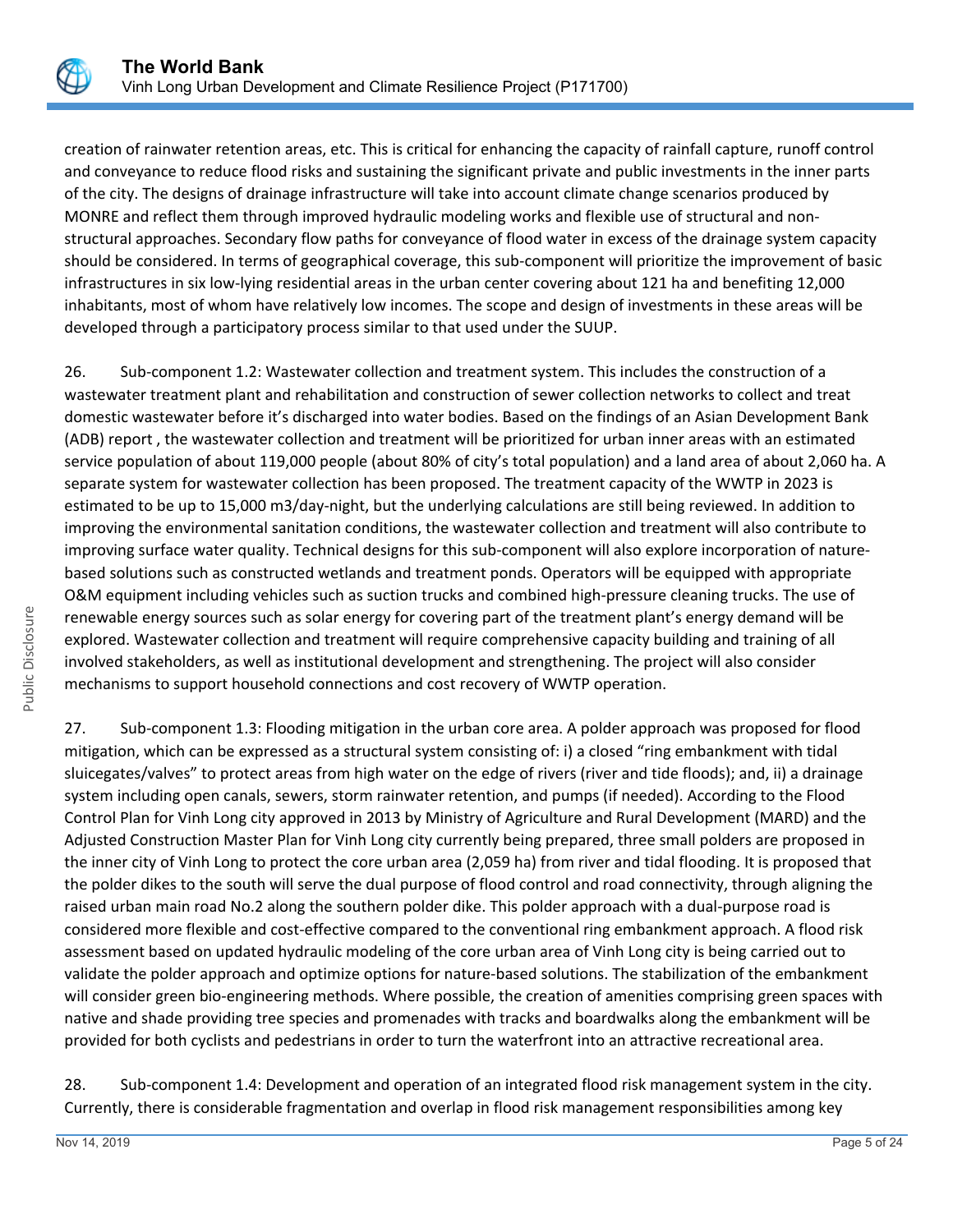creation of rainwater retention areas, etc. This is critical for enhancing the capacity of rainfall capture, runoff control and conveyance to reduce flood risks and sustaining the significant private and public investments in the inner parts of the city. The designs of drainage infrastructure will take into account climate change scenarios produced by MONRE and reflect them through improved hydraulic modeling works and flexible use of structural and non-structural approaches. Secondary flow paths for conveyance of flood water in excess of the drainage system capacity should be considered. In terms of geographical coverage, this sub-component will prioritize the improvement of basic infrastructures in six low-lying residential areas in the urban center covering about 121 ha and benefiting 12,000 inhabitants, most of whom have relatively low incomes. The scope and design of investments in these areas will be developed through a participatory process similar to that used under the SUUP.

26. Sub-component 1.2: Wastewater collection and treatment system. This includes the construction of a wastewater treatment plant and rehabilitation and construction of sewer collection networks to collect and treat domestic wastewater before it's discharged into water bodies. Based on the findings of an Asian Development Bank (ADB) report , the wastewater collection and treatment will be prioritized for urban inner areas with an estimated service population of about 119,000 people (about 80% of city's total population) and a land area of about 2,060 ha. A separate system for wastewater collection has been proposed. The treatment capacity of the WWTP in 2023 is estimated to be up to 15,000 m3/day-night, but the underlying calculations are still being reviewed. In addition to improving the environmental sanitation conditions, the wastewater collection and treatment will also contribute to improving surface water quality. Technical designs for this sub-component will also explore incorporation of nature-based solutions such as constructed wetlands and treatment ponds. Operators will be equipped with appropriate O&M equipment including vehicles such as suction trucks and combined high-pressure cleaning trucks. The use of renewable energy sources such as solar energy for covering part of the treatment plant's energy demand will be explored. Wastewater collection and treatment will require comprehensive capacity building and training of all involved stakeholders, as well as institutional development and strengthening. The project will also consider mechanisms to support household connections and cost recovery of WWTP operation.

27. Sub-component 1.3: Flooding mitigation in the urban core area. A polder approach was proposed for flood mitigation, which can be expressed as a structural system consisting of: i) a closed "ring embankment with tidal sluicegates/valves" to protect areas from high water on the edge of rivers (river and tide floods); and, ii) a drainage system including open canals, sewers, storm rainwater retention, and pumps (if needed). According to the Flood Control Plan for Vinh Long city approved in 2013 by Ministry of Agriculture and Rural Development (MARD) and the Adjusted Construction Master Plan for Vinh Long city currently being prepared, three small polders are proposed in the inner city of Vinh Long to protect the core urban area (2,059 ha) from river and tidal flooding. It is proposed that the polder dikes to the south will serve the dual purpose of flood control and road connectivity, through aligning the raised urban main road No.2 along the southern polder dike. This polder approach with a dual-purpose road is considered more flexible and cost-effective compared to the conventional ring embankment approach. A flood risk assessment based on updated hydraulic modeling of the core urban area of Vinh Long city is being carried out to validate the polder approach and optimize options for nature-based solutions. The stabilization of the embankment will consider green bio-engineering methods. Where possible, the creation of amenities comprising green spaces with native and shade providing tree species and promenades with tracks and boardwalks along the embankment will be provided for both cyclists and pedestrians in order to turn the waterfront into an attractive recreational area.

28. Sub-component 1.4: Development and operation of an integrated flood risk management system in the city. Currently, there is considerable fragmentation and overlap in flood risk management responsibilities among key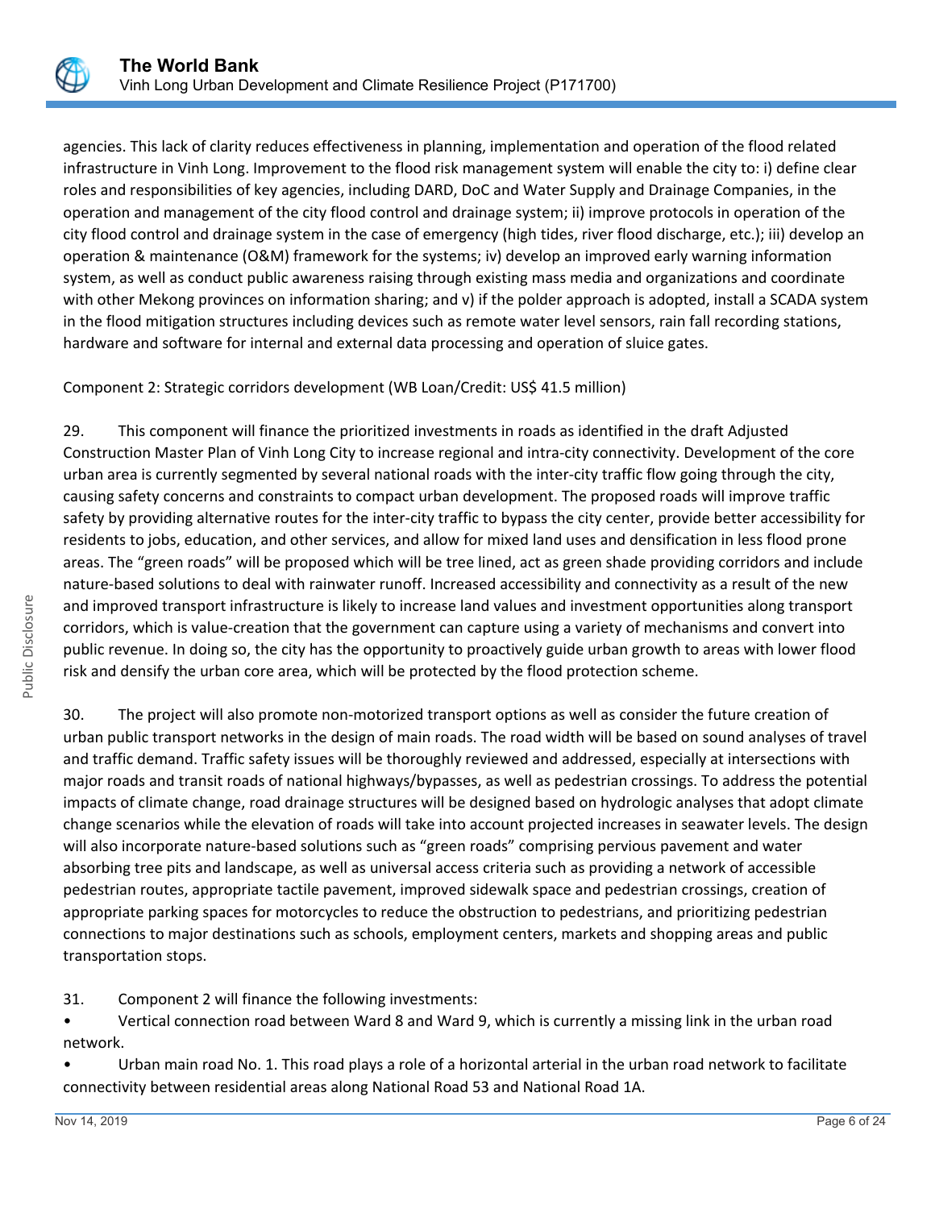agencies. This lack of clarity reduces effectiveness in planning, implementation and operation of the flood related infrastructure in Vinh Long. Improvement to the flood risk management system will enable the city to: i) define clear roles and responsibilities of key agencies, including DARD, DoC and Water Supply and Drainage Companies, in the operation and management of the city flood control and drainage system; ii) improve protocols in operation of the city flood control and drainage system in the case of emergency (high tides, river flood discharge, etc.); iii) develop an operation & maintenance (O&M) framework for the systems; iv) develop an improved early warning information system, as well as conduct public awareness raising through existing mass media and organizations and coordinate with other Mekong provinces on information sharing; and v) if the polder approach is adopted, install a SCADA system in the flood mitigation structures including devices such as remote water level sensors, rain fall recording stations, hardware and software for internal and external data processing and operation of sluice gates.

Component 2: Strategic corridors development (WB Loan/Credit: US$ 41.5 million)

29. This component will finance the prioritized investments in roads as identified in the draft Adjusted Construction Master Plan of Vinh Long City to increase regional and intra-city connectivity. Development of the core urban area is currently segmented by several national roads with the inter-city traffic flow going through the city, causing safety concerns and constraints to compact urban development. The proposed roads will improve traffic safety by providing alternative routes for the inter-city traffic to bypass the city center, provide better accessibility for residents to jobs, education, and other services, and allow for mixed land uses and densification in less flood prone areas. The "green roads" will be proposed which will be tree lined, act as green shade providing corridors and include nature-based solutions to deal with rainwater runoff. Increased accessibility and connectivity as a result of the new and improved transport infrastructure is likely to increase land values and investment opportunities along transport corridors, which is value-creation that the government can capture using a variety of mechanisms and convert into public revenue. In doing so, the city has the opportunity to proactively guide urban growth to areas with lower flood risk and densify the urban core area, which will be protected by the flood protection scheme.

30. The project will also promote non-motorized transport options as well as consider the future creation of urban public transport networks in the design of main roads. The road width will be based on sound analyses of travel and traffic demand. Traffic safety issues will be thoroughly reviewed and addressed, especially at intersections with major roads and transit roads of national highways/bypasses, as well as pedestrian crossings. To address the potential impacts of climate change, road drainage structures will be designed based on hydrologic analyses that adopt climate change scenarios while the elevation of roads will take into account projected increases in seawater levels. The design will also incorporate nature-based solutions such as "green roads" comprising pervious pavement and water absorbing tree pits and landscape, as well as universal access criteria such as providing a network of accessible pedestrian routes, appropriate tactile pavement, improved sidewalk space and pedestrian crossings, creation of appropriate parking spaces for motorcycles to reduce the obstruction to pedestrians, and prioritizing pedestrian connections to major destinations such as schools, employment centers, markets and shopping areas and public transportation stops.

31. Component 2 will finance the following investments:

- Vertical connection road between Ward 8 and Ward 9, which is currently a missing link in the urban road network.
- Urban main road No. 1. This road plays a role of a horizontal arterial in the urban road network to facilitate connectivity between residential areas along National Road 53 and National Road 1A.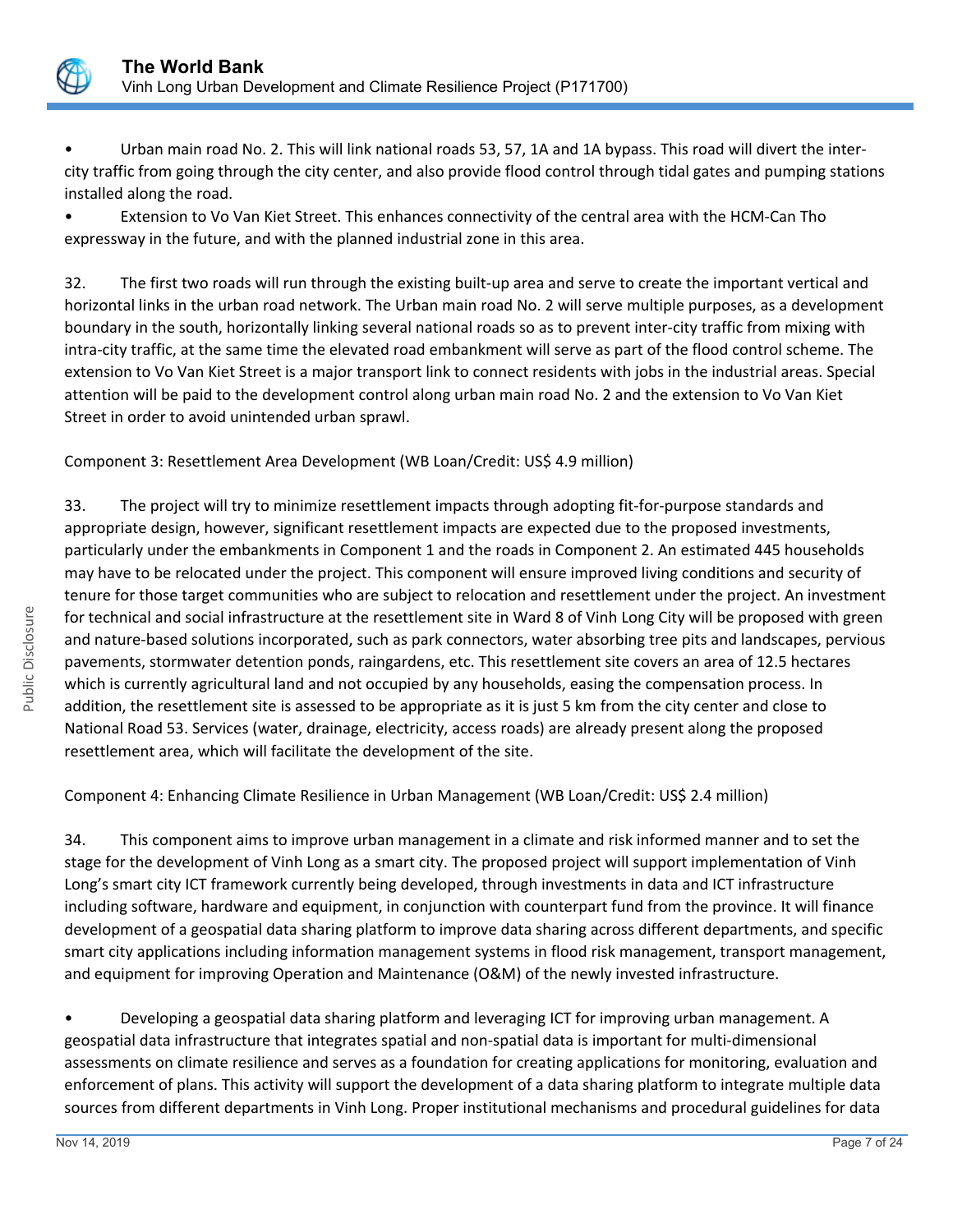- Urban main road No. 2. This will link national roads 53, 57, 1A and 1A bypass. This road will divert the inter-city traffic from going through the city center, and also provide flood control through tidal gates and pumping stations installed along the road.
- Extension to Vo Van Kiet Street. This enhances connectivity of the central area with the HCM-Can Tho expressway in the future, and with the planned industrial zone in this area.

32. The first two roads will run through the existing built-up area and serve to create the important vertical and horizontal links in the urban road network. The Urban main road No. 2 will serve multiple purposes, as a development boundary in the south, horizontally linking several national roads so as to prevent inter-city traffic from mixing with intra-city traffic, at the same time the elevated road embankment will serve as part of the flood control scheme. The extension to Vo Van Kiet Street is a major transport link to connect residents with jobs in the industrial areas. Special attention will be paid to the development control along urban main road No. 2 and the extension to Vo Van Kiet Street in order to avoid unintended urban sprawl.

Component 3: Resettlement Area Development (WB Loan/Credit: US$ 4.9 million)

33. The project will try to minimize resettlement impacts through adopting fit-for-purpose standards and appropriate design, however, significant resettlement impacts are expected due to the proposed investments, particularly under the embankments in Component 1 and the roads in Component 2. An estimated 445 households may have to be relocated under the project. This component will ensure improved living conditions and security of tenure for those target communities who are subject to relocation and resettlement under the project. An investment for technical and social infrastructure at the resettlement site in Ward 8 of Vinh Long City will be proposed with green and nature-based solutions incorporated, such as park connectors, water absorbing tree pits and landscapes, pervious pavements, stormwater detention ponds, raingardens, etc. This resettlement site covers an area of 12.5 hectares which is currently agricultural land and not occupied by any households, easing the compensation process. In addition, the resettlement site is assessed to be appropriate as it is just 5 km from the city center and close to National Road 53. Services (water, drainage, electricity, access roads) are already present along the proposed resettlement area, which will facilitate the development of the site.

Component 4: Enhancing Climate Resilience in Urban Management (WB Loan/Credit: US$ 2.4 million)

34. This component aims to improve urban management in a climate and risk informed manner and to set the stage for the development of Vinh Long as a smart city. The proposed project will support implementation of Vinh Long's smart city ICT framework currently being developed, through investments in data and ICT infrastructure including software, hardware and equipment, in conjunction with counterpart fund from the province. It will finance development of a geospatial data sharing platform to improve data sharing across different departments, and specific smart city applications including information management systems in flood risk management, transport management, and equipment for improving Operation and Maintenance (O&M) of the newly invested infrastructure.

- Developing a geospatial data sharing platform and leveraging ICT for improving urban management. A geospatial data infrastructure that integrates spatial and non-spatial data is important for multi-dimensional assessments on climate resilience and serves as a foundation for creating applications for monitoring, evaluation and enforcement of plans. This activity will support the development of a data sharing platform to integrate multiple data sources from different departments in Vinh Long. Proper institutional mechanisms and procedural guidelines for data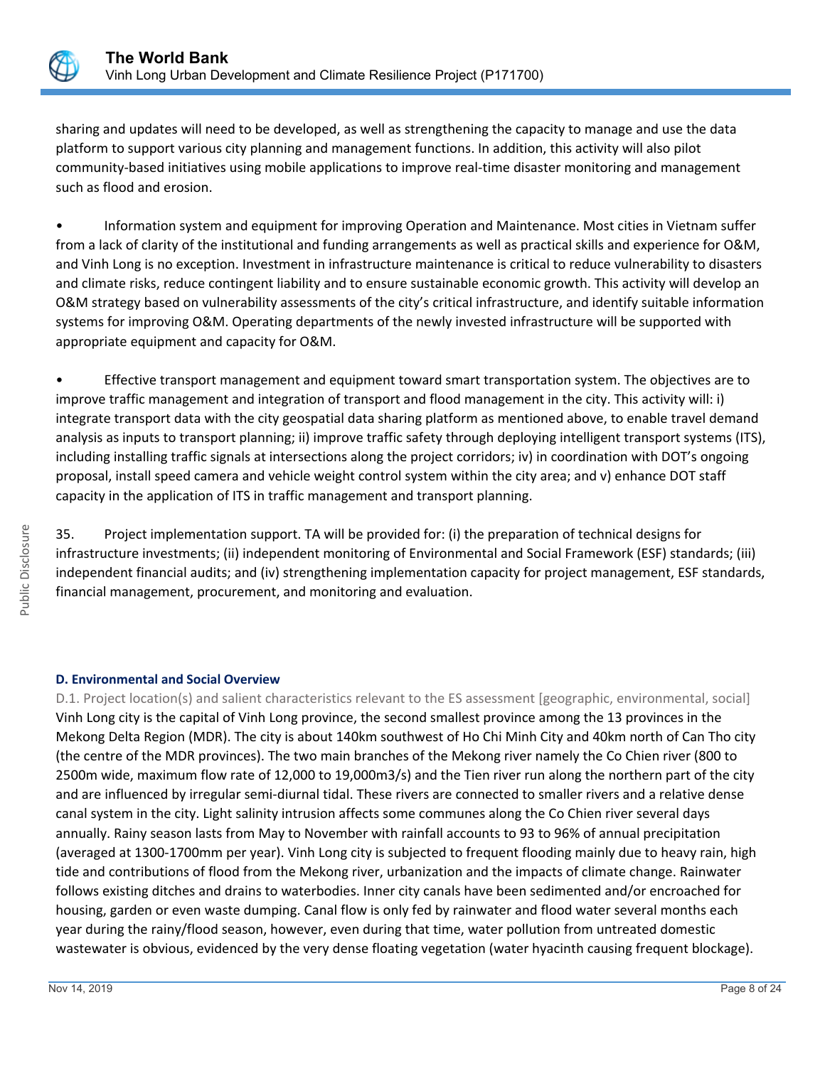sharing and updates will need to be developed, as well as strengthening the capacity to manage and use the data platform to support various city planning and management functions. In addition, this activity will also pilot community-based initiatives using mobile applications to improve real-time disaster monitoring and management such as flood and erosion.

- Information system and equipment for improving Operation and Maintenance. Most cities in Vietnam suffer from a lack of clarity of the institutional and funding arrangements as well as practical skills and experience for O&M, and Vinh Long is no exception. Investment in infrastructure maintenance is critical to reduce vulnerability to disasters and climate risks, reduce contingent liability and to ensure sustainable economic growth. This activity will develop an O&M strategy based on vulnerability assessments of the city's critical infrastructure, and identify suitable information systems for improving O&M. Operating departments of the newly invested infrastructure will be supported with appropriate equipment and capacity for O&M.

- Effective transport management and equipment toward smart transportation system. The objectives are to improve traffic management and integration of transport and flood management in the city. This activity will: i) integrate transport data with the city geospatial data sharing platform as mentioned above, to enable travel demand analysis as inputs to transport planning; ii) improve traffic safety through deploying intelligent transport systems (ITS), including installing traffic signals at intersections along the project corridors; iv) in coordination with DOT's ongoing proposal, install speed camera and vehicle weight control system within the city area; and v) enhance DOT staff capacity in the application of ITS in traffic management and transport planning.

35. Project implementation support. TA will be provided for: (i) the preparation of technical designs for infrastructure investments; (ii) independent monitoring of Environmental and Social Framework (ESF) standards; (iii) independent financial audits; and (iv) strengthening implementation capacity for project management, ESF standards, financial management, procurement, and monitoring and evaluation.

### D. Environmental and Social Overview

D.1. Project location(s) and salient characteristics relevant to the ES assessment [geographic, environmental, social]

Vinh Long city is the capital of Vinh Long province, the second smallest province among the 13 provinces in the Mekong Delta Region (MDR). The city is about 140km southwest of Ho Chi Minh City and 40km north of Can Tho city (the centre of the MDR provinces). The two main branches of the Mekong river namely the Co Chien river (800 to 2500m wide, maximum flow rate of 12,000 to 19,000m3/s) and the Tien river run along the northern part of the city and are influenced by irregular semi-diurnal tidal. These rivers are connected to smaller rivers and a relative dense canal system in the city. Light salinity intrusion affects some communes along the Co Chien river several days annually. Rainy season lasts from May to November with rainfall accounts to 93 to 96% of annual precipitation (averaged at 1300-1700mm per year). Vinh Long city is subjected to frequent flooding mainly due to heavy rain, high tide and contributions of flood from the Mekong river, urbanization and the impacts of climate change. Rainwater follows existing ditches and drains to waterbodies. Inner city canals have been sedimented and/or encroached for housing, garden or even waste dumping. Canal flow is only fed by rainwater and flood water several months each year during the rainy/flood season, however, even during that time, water pollution from untreated domestic wastewater is obvious, evidenced by the very dense floating vegetation (water hyacinth causing frequent blockage).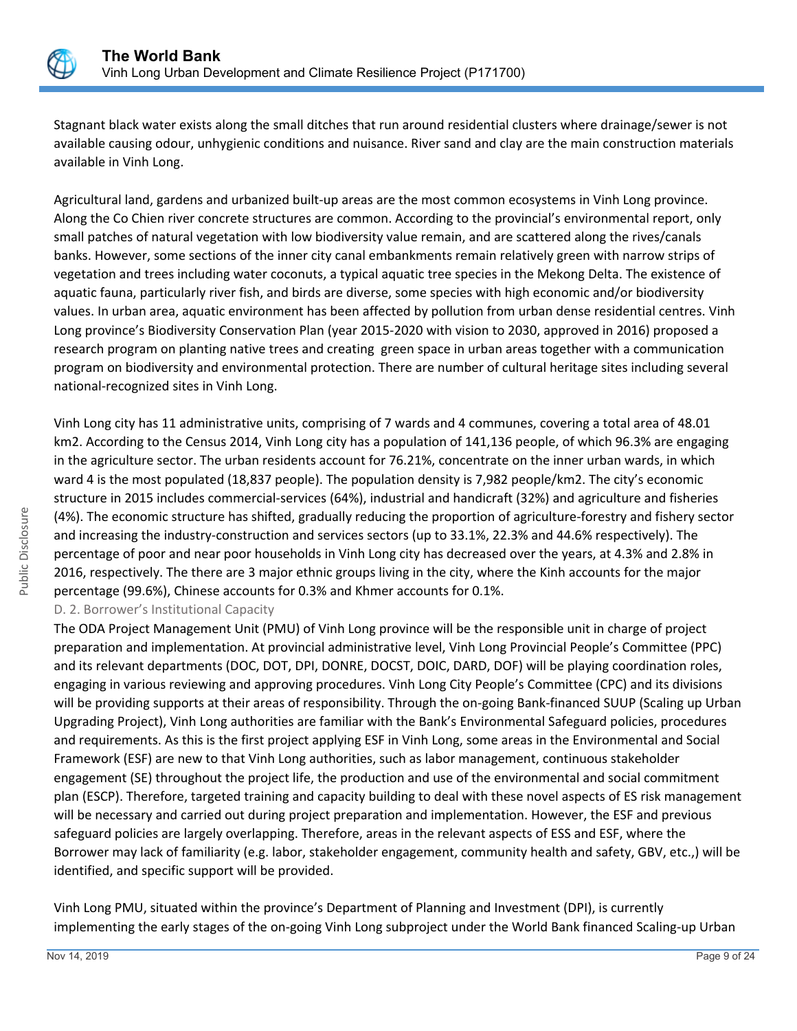Stagnant black water exists along the small ditches that run around residential clusters where drainage/sewer is not available causing odour, unhygienic conditions and nuisance. River sand and clay are the main construction materials available in Vinh Long.

Agricultural land, gardens and urbanized built-up areas are the most common ecosystems in Vinh Long province. Along the Co Chien river concrete structures are common. According to the provincial's environmental report, only small patches of natural vegetation with low biodiversity value remain, and are scattered along the rives/canals banks. However, some sections of the inner city canal embankments remain relatively green with narrow strips of vegetation and trees including water coconuts, a typical aquatic tree species in the Mekong Delta. The existence of aquatic fauna, particularly river fish, and birds are diverse, some species with high economic and/or biodiversity values. In urban area, aquatic environment has been affected by pollution from urban dense residential centres. Vinh Long province's Biodiversity Conservation Plan (year 2015-2020 with vision to 2030, approved in 2016) proposed a research program on planting native trees and creating  green space in urban areas together with a communication program on biodiversity and environmental protection. There are number of cultural heritage sites including several national-recognized sites in Vinh Long.

Vinh Long city has 11 administrative units, comprising of 7 wards and 4 communes, covering a total area of 48.01 km2. According to the Census 2014, Vinh Long city has a population of 141,136 people, of which 96.3% are engaging in the agriculture sector. The urban residents account for 76.21%, concentrate on the inner urban wards, in which ward 4 is the most populated (18,837 people). The population density is 7,982 people/km2. The city's economic structure in 2015 includes commercial-services (64%), industrial and handicraft (32%) and agriculture and fisheries (4%). The economic structure has shifted, gradually reducing the proportion of agriculture-forestry and fishery sector and increasing the industry-construction and services sectors (up to 33.1%, 22.3% and 44.6% respectively). The percentage of poor and near poor households in Vinh Long city has decreased over the years, at 4.3% and 2.8% in 2016, respectively. The there are 3 major ethnic groups living in the city, where the Kinh accounts for the major percentage (99.6%), Chinese accounts for 0.3% and Khmer accounts for 0.1%.

### D. 2. Borrower's Institutional Capacity

The ODA Project Management Unit (PMU) of Vinh Long province will be the responsible unit in charge of project preparation and implementation. At provincial administrative level, Vinh Long Provincial People's Committee (PPC) and its relevant departments (DOC, DOT, DPI, DONRE, DOCST, DOIC, DARD, DOF) will be playing coordination roles, engaging in various reviewing and approving procedures. Vinh Long City People's Committee (CPC) and its divisions will be providing supports at their areas of responsibility. Through the on-going Bank-financed SUUP (Scaling up Urban Upgrading Project), Vinh Long authorities are familiar with the Bank's Environmental Safeguard policies, procedures and requirements. As this is the first project applying ESF in Vinh Long, some areas in the Environmental and Social Framework (ESF) are new to that Vinh Long authorities, such as labor management, continuous stakeholder engagement (SE) throughout the project life, the production and use of the environmental and social commitment plan (ESCP). Therefore, targeted training and capacity building to deal with these novel aspects of ES risk management will be necessary and carried out during project preparation and implementation. However, the ESF and previous safeguard policies are largely overlapping. Therefore, areas in the relevant aspects of ESS and ESF, where the Borrower may lack of familiarity (e.g. labor, stakeholder engagement, community health and safety, GBV, etc.,) will be identified, and specific support will be provided.

Vinh Long PMU, situated within the province's Department of Planning and Investment (DPI), is currently implementing the early stages of the on-going Vinh Long subproject under the World Bank financed Scaling-up Urban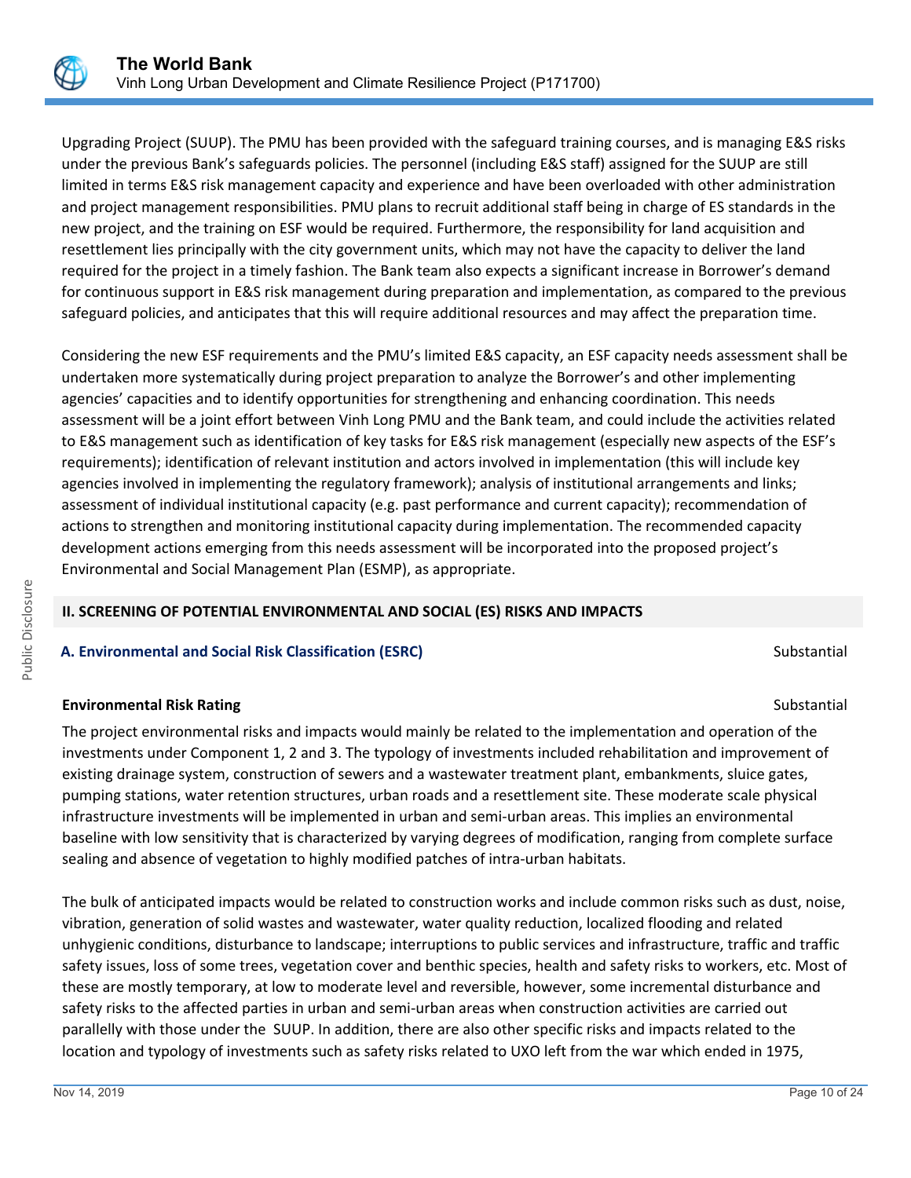Upgrading Project (SUUP). The PMU has been provided with the safeguard training courses, and is managing E&S risks under the previous Bank's safeguards policies. The personnel (including E&S staff) assigned for the SUUP are still limited in terms E&S risk management capacity and experience and have been overloaded with other administration and project management responsibilities. PMU plans to recruit additional staff being in charge of ES standards in the new project, and the training on ESF would be required. Furthermore, the responsibility for land acquisition and resettlement lies principally with the city government units, which may not have the capacity to deliver the land required for the project in a timely fashion. The Bank team also expects a significant increase in Borrower's demand for continuous support in E&S risk management during preparation and implementation, as compared to the previous safeguard policies, and anticipates that this will require additional resources and may affect the preparation time.

Considering the new ESF requirements and the PMU's limited E&S capacity, an ESF capacity needs assessment shall be undertaken more systematically during project preparation to analyze the Borrower's and other implementing agencies' capacities and to identify opportunities for strengthening and enhancing coordination. This needs assessment will be a joint effort between Vinh Long PMU and the Bank team, and could include the activities related to E&S management such as identification of key tasks for E&S risk management (especially new aspects of the ESF's requirements); identification of relevant institution and actors involved in implementation (this will include key agencies involved in implementing the regulatory framework); analysis of institutional arrangements and links; assessment of individual institutional capacity (e.g. past performance and current capacity); recommendation of actions to strengthen and monitoring institutional capacity during implementation. The recommended capacity development actions emerging from this needs assessment will be incorporated into the proposed project's Environmental and Social Management Plan (ESMP), as appropriate.

## II. SCREENING OF POTENTIAL ENVIRONMENTAL AND SOCIAL (ES) RISKS AND IMPACTS

### A. Environmental and Social Risk Classification (ESRC)

Substantial

**Environmental Risk Rating**

Substantial

The project environmental risks and impacts would mainly be related to the implementation and operation of the investments under Component 1, 2 and 3. The typology of investments included rehabilitation and improvement of existing drainage system, construction of sewers and a wastewater treatment plant, embankments, sluice gates, pumping stations, water retention structures, urban roads and a resettlement site. These moderate scale physical infrastructure investments will be implemented in urban and semi-urban areas. This implies an environmental baseline with low sensitivity that is characterized by varying degrees of modification, ranging from complete surface sealing and absence of vegetation to highly modified patches of intra-urban habitats.

The bulk of anticipated impacts would be related to construction works and include common risks such as dust, noise, vibration, generation of solid wastes and wastewater, water quality reduction, localized flooding and related unhygienic conditions, disturbance to landscape; interruptions to public services and infrastructure, traffic and traffic safety issues, loss of some trees, vegetation cover and benthic species, health and safety risks to workers, etc. Most of these are mostly temporary, at low to moderate level and reversible, however, some incremental disturbance and safety risks to the affected parties in urban and semi-urban areas when construction activities are carried out parallelly with those under the SUUP. In addition, there are also other specific risks and impacts related to the location and typology of investments such as safety risks related to UXO left from the war which ended in 1975,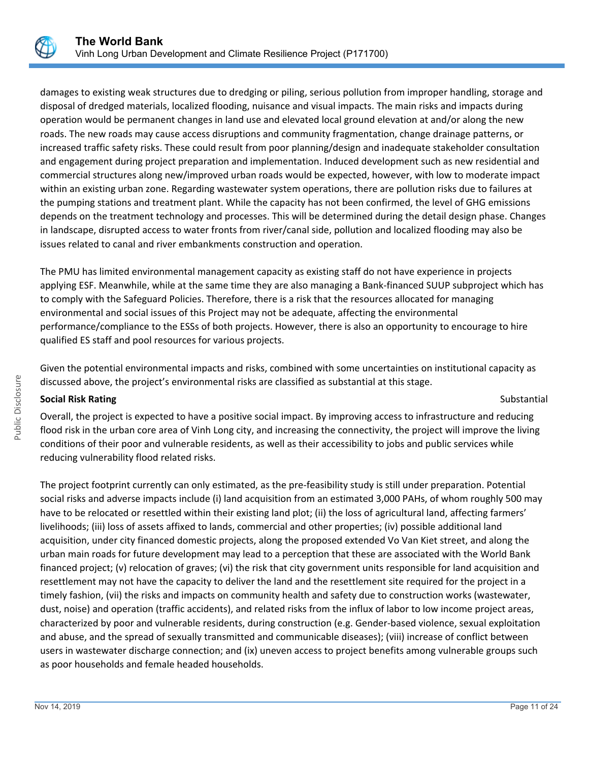damages to existing weak structures due to dredging or piling, serious pollution from improper handling, storage and disposal of dredged materials, localized flooding, nuisance and visual impacts. The main risks and impacts during operation would be permanent changes in land use and elevated local ground elevation at and/or along the new roads. The new roads may cause access disruptions and community fragmentation, change drainage patterns, or increased traffic safety risks. These could result from poor planning/design and inadequate stakeholder consultation and engagement during project preparation and implementation. Induced development such as new residential and commercial structures along new/improved urban roads would be expected, however, with low to moderate impact within an existing urban zone. Regarding wastewater system operations, there are pollution risks due to failures at the pumping stations and treatment plant. While the capacity has not been confirmed, the level of GHG emissions depends on the treatment technology and processes. This will be determined during the detail design phase. Changes in landscape, disrupted access to water fronts from river/canal side, pollution and localized flooding may also be issues related to canal and river embankments construction and operation.

The PMU has limited environmental management capacity as existing staff do not have experience in projects applying ESF. Meanwhile, while at the same time they are also managing a Bank-financed SUUP subproject which has to comply with the Safeguard Policies. Therefore, there is a risk that the resources allocated for managing environmental and social issues of this Project may not be adequate, affecting the environmental performance/compliance to the ESSs of both projects. However, there is also an opportunity to encourage to hire qualified ES staff and pool resources for various projects.

Given the potential environmental impacts and risks, combined with some uncertainties on institutional capacity as discussed above, the project's environmental risks are classified as substantial at this stage.

**Social Risk Rating** Substantial

Overall, the project is expected to have a positive social impact. By improving access to infrastructure and reducing flood risk in the urban core area of Vinh Long city, and increasing the connectivity, the project will improve the living conditions of their poor and vulnerable residents, as well as their accessibility to jobs and public services while reducing vulnerability flood related risks.

The project footprint currently can only estimated, as the pre-feasibility study is still under preparation. Potential social risks and adverse impacts include (i) land acquisition from an estimated 3,000 PAHs, of whom roughly 500 may have to be relocated or resettled within their existing land plot; (ii) the loss of agricultural land, affecting farmers' livelihoods; (iii) loss of assets affixed to lands, commercial and other properties; (iv) possible additional land acquisition, under city financed domestic projects, along the proposed extended Vo Van Kiet street, and along the urban main roads for future development may lead to a perception that these are associated with the World Bank financed project; (v) relocation of graves; (vi) the risk that city government units responsible for land acquisition and resettlement may not have the capacity to deliver the land and the resettlement site required for the project in a timely fashion, (vii) the risks and impacts on community health and safety due to construction works (wastewater, dust, noise) and operation (traffic accidents), and related risks from the influx of labor to low income project areas, characterized by poor and vulnerable residents, during construction (e.g. Gender-based violence, sexual exploitation and abuse, and the spread of sexually transmitted and communicable diseases); (viii) increase of conflict between users in wastewater discharge connection; and (ix) uneven access to project benefits among vulnerable groups such as poor households and female headed households.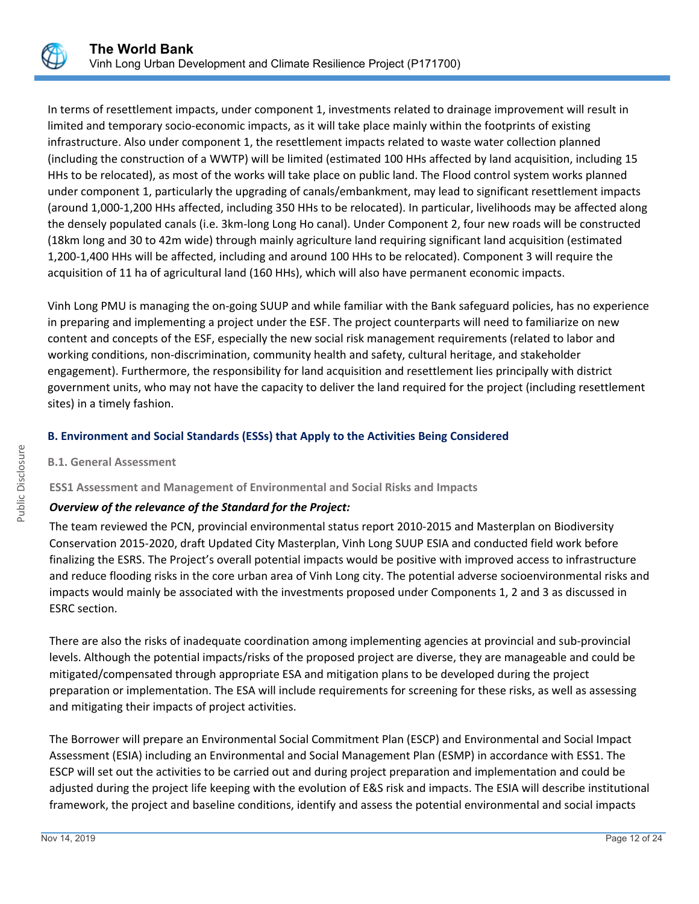In terms of resettlement impacts, under component 1, investments related to drainage improvement will result in limited and temporary socio-economic impacts, as it will take place mainly within the footprints of existing infrastructure. Also under component 1, the resettlement impacts related to waste water collection planned (including the construction of a WWTP) will be limited (estimated 100 HHs affected by land acquisition, including 15 HHs to be relocated), as most of the works will take place on public land. The Flood control system works planned under component 1, particularly the upgrading of canals/embankment, may lead to significant resettlement impacts (around 1,000-1,200 HHs affected, including 350 HHs to be relocated). In particular, livelihoods may be affected along the densely populated canals (i.e. 3km-long Long Ho canal). Under Component 2, four new roads will be constructed (18km long and 30 to 42m wide) through mainly agriculture land requiring significant land acquisition (estimated 1,200-1,400 HHs will be affected, including and around 100 HHs to be relocated). Component 3 will require the acquisition of 11 ha of agricultural land (160 HHs), which will also have permanent economic impacts.

Vinh Long PMU is managing the on-going SUUP and while familiar with the Bank safeguard policies, has no experience in preparing and implementing a project under the ESF. The project counterparts will need to familiarize on new content and concepts of the ESF, especially the new social risk management requirements (related to labor and working conditions, non-discrimination, community health and safety, cultural heritage, and stakeholder engagement). Furthermore, the responsibility for land acquisition and resettlement lies principally with district government units, who may not have the capacity to deliver the land required for the project (including resettlement sites) in a timely fashion.

### B. Environment and Social Standards (ESSs) that Apply to the Activities Being Considered

#### B.1. General Assessment

**ESS1 Assessment and Management of Environmental and Social Risks and Impacts**

***Overview of the relevance of the Standard for the Project:***

The team reviewed the PCN, provincial environmental status report 2010-2015 and Masterplan on Biodiversity Conservation 2015-2020, draft Updated City Masterplan, Vinh Long SUUP ESIA and conducted field work before finalizing the ESRS. The Project's overall potential impacts would be positive with improved access to infrastructure and reduce flooding risks in the core urban area of Vinh Long city. The potential adverse socioenvironmental risks and impacts would mainly be associated with the investments proposed under Components 1, 2 and 3 as discussed in ESRC section.

There are also the risks of inadequate coordination among implementing agencies at provincial and sub-provincial levels. Although the potential impacts/risks of the proposed project are diverse, they are manageable and could be mitigated/compensated through appropriate ESA and mitigation plans to be developed during the project preparation or implementation. The ESA will include requirements for screening for these risks, as well as assessing and mitigating their impacts of project activities.

The Borrower will prepare an Environmental Social Commitment Plan (ESCP) and Environmental and Social Impact Assessment (ESIA) including an Environmental and Social Management Plan (ESMP) in accordance with ESS1. The ESCP will set out the activities to be carried out and during project preparation and implementation and could be adjusted during the project life keeping with the evolution of E&S risk and impacts. The ESIA will describe institutional framework, the project and baseline conditions, identify and assess the potential environmental and social impacts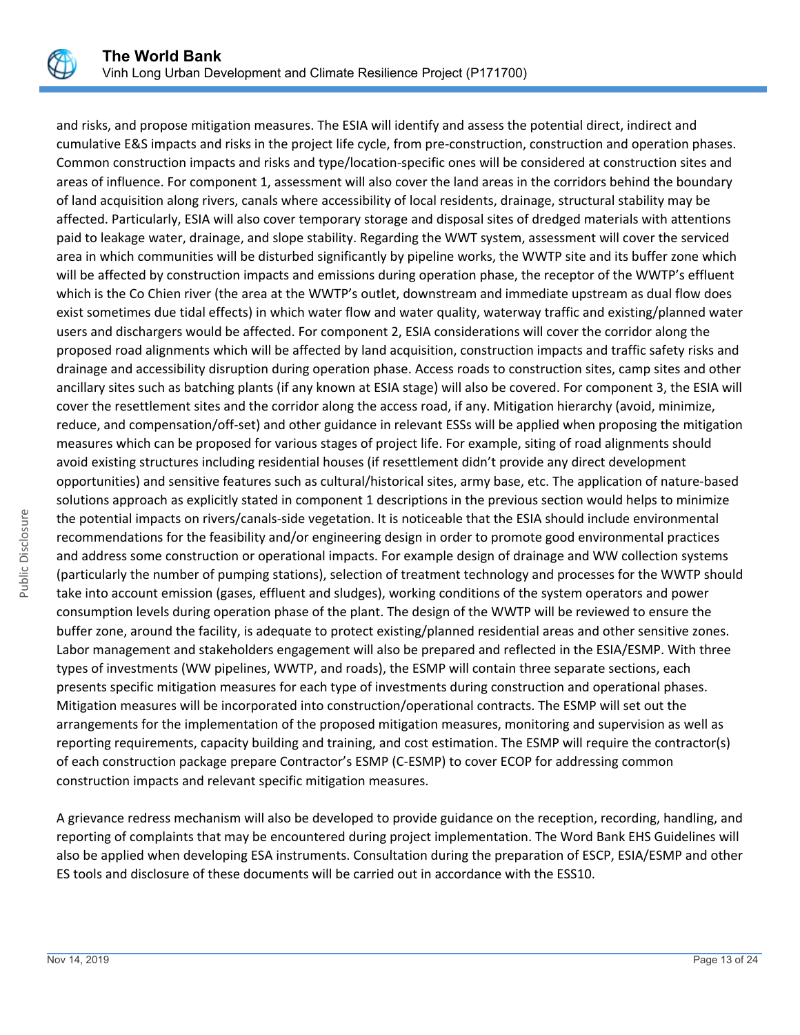and risks, and propose mitigation measures. The ESIA will identify and assess the potential direct, indirect and cumulative E&S impacts and risks in the project life cycle, from pre-construction, construction and operation phases. Common construction impacts and risks and type/location-specific ones will be considered at construction sites and areas of influence. For component 1, assessment will also cover the land areas in the corridors behind the boundary of land acquisition along rivers, canals where accessibility of local residents, drainage, structural stability may be affected. Particularly, ESIA will also cover temporary storage and disposal sites of dredged materials with attentions paid to leakage water, drainage, and slope stability. Regarding the WWT system, assessment will cover the serviced area in which communities will be disturbed significantly by pipeline works, the WWTP site and its buffer zone which will be affected by construction impacts and emissions during operation phase, the receptor of the WWTP's effluent which is the Co Chien river (the area at the WWTP's outlet, downstream and immediate upstream as dual flow does exist sometimes due tidal effects) in which water flow and water quality, waterway traffic and existing/planned water users and dischargers would be affected. For component 2, ESIA considerations will cover the corridor along the proposed road alignments which will be affected by land acquisition, construction impacts and traffic safety risks and drainage and accessibility disruption during operation phase. Access roads to construction sites, camp sites and other ancillary sites such as batching plants (if any known at ESIA stage) will also be covered. For component 3, the ESIA will cover the resettlement sites and the corridor along the access road, if any. Mitigation hierarchy (avoid, minimize, reduce, and compensation/off-set) and other guidance in relevant ESSs will be applied when proposing the mitigation measures which can be proposed for various stages of project life. For example, siting of road alignments should avoid existing structures including residential houses (if resettlement didn't provide any direct development opportunities) and sensitive features such as cultural/historical sites, army base, etc. The application of nature-based solutions approach as explicitly stated in component 1 descriptions in the previous section would helps to minimize the potential impacts on rivers/canals-side vegetation. It is noticeable that the ESIA should include environmental recommendations for the feasibility and/or engineering design in order to promote good environmental practices and address some construction or operational impacts. For example design of drainage and WW collection systems (particularly the number of pumping stations), selection of treatment technology and processes for the WWTP should take into account emission (gases, effluent and sludges), working conditions of the system operators and power consumption levels during operation phase of the plant. The design of the WWTP will be reviewed to ensure the buffer zone, around the facility, is adequate to protect existing/planned residential areas and other sensitive zones. Labor management and stakeholders engagement will also be prepared and reflected in the ESIA/ESMP. With three types of investments (WW pipelines, WWTP, and roads), the ESMP will contain three separate sections, each presents specific mitigation measures for each type of investments during construction and operational phases. Mitigation measures will be incorporated into construction/operational contracts. The ESMP will set out the arrangements for the implementation of the proposed mitigation measures, monitoring and supervision as well as reporting requirements, capacity building and training, and cost estimation. The ESMP will require the contractor(s) of each construction package prepare Contractor's ESMP (C-ESMP) to cover ECOP for addressing common construction impacts and relevant specific mitigation measures.

A grievance redress mechanism will also be developed to provide guidance on the reception, recording, handling, and reporting of complaints that may be encountered during project implementation. The Word Bank EHS Guidelines will also be applied when developing ESA instruments. Consultation during the preparation of ESCP, ESIA/ESMP and other ES tools and disclosure of these documents will be carried out in accordance with the ESS10.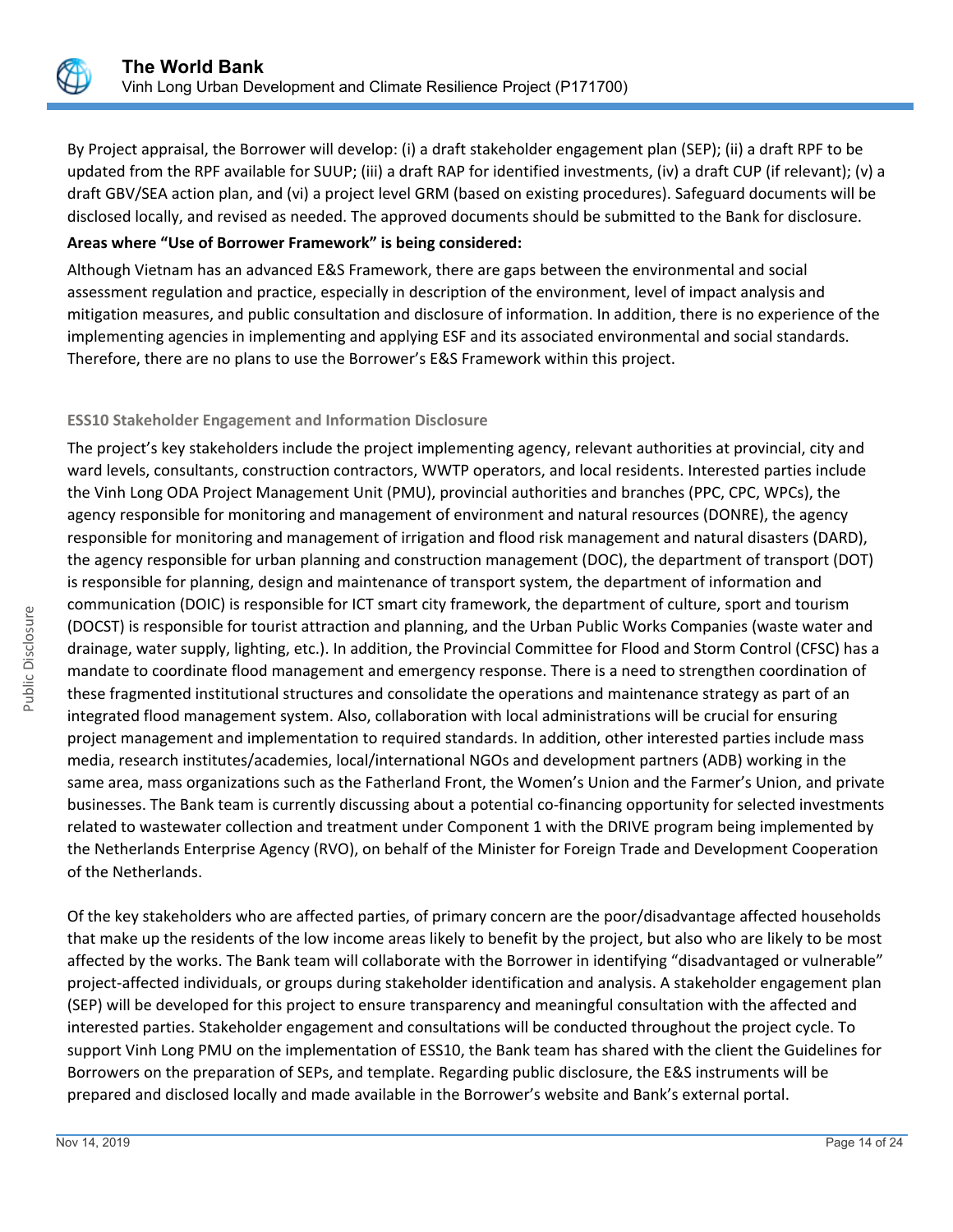By Project appraisal, the Borrower will develop: (i) a draft stakeholder engagement plan (SEP); (ii) a draft RPF to be updated from the RPF available for SUUP; (iii) a draft RAP for identified investments, (iv) a draft CUP (if relevant); (v) a draft GBV/SEA action plan, and (vi) a project level GRM (based on existing procedures). Safeguard documents will be disclosed locally, and revised as needed. The approved documents should be submitted to the Bank for disclosure.

**Areas where "Use of Borrower Framework" is being considered:**

Although Vietnam has an advanced E&S Framework, there are gaps between the environmental and social assessment regulation and practice, especially in description of the environment, level of impact analysis and mitigation measures, and public consultation and disclosure of information. In addition, there is no experience of the implementing agencies in implementing and applying ESF and its associated environmental and social standards. Therefore, there are no plans to use the Borrower's E&S Framework within this project.

### ESS10 Stakeholder Engagement and Information Disclosure

The project's key stakeholders include the project implementing agency, relevant authorities at provincial, city and ward levels, consultants, construction contractors, WWTP operators, and local residents. Interested parties include the Vinh Long ODA Project Management Unit (PMU), provincial authorities and branches (PPC, CPC, WPCs), the agency responsible for monitoring and management of environment and natural resources (DONRE), the agency responsible for monitoring and management of irrigation and flood risk management and natural disasters (DARD), the agency responsible for urban planning and construction management (DOC), the department of transport (DOT) is responsible for planning, design and maintenance of transport system, the department of information and communication (DOIC) is responsible for ICT smart city framework, the department of culture, sport and tourism (DOCST) is responsible for tourist attraction and planning, and the Urban Public Works Companies (waste water and drainage, water supply, lighting, etc.). In addition, the Provincial Committee for Flood and Storm Control (CFSC) has a mandate to coordinate flood management and emergency response. There is a need to strengthen coordination of these fragmented institutional structures and consolidate the operations and maintenance strategy as part of an integrated flood management system. Also, collaboration with local administrations will be crucial for ensuring project management and implementation to required standards. In addition, other interested parties include mass media, research institutes/academies, local/international NGOs and development partners (ADB) working in the same area, mass organizations such as the Fatherland Front, the Women's Union and the Farmer's Union, and private businesses. The Bank team is currently discussing about a potential co-financing opportunity for selected investments related to wastewater collection and treatment under Component 1 with the DRIVE program being implemented by the Netherlands Enterprise Agency (RVO), on behalf of the Minister for Foreign Trade and Development Cooperation of the Netherlands.

Of the key stakeholders who are affected parties, of primary concern are the poor/disadvantage affected households that make up the residents of the low income areas likely to benefit by the project, but also who are likely to be most affected by the works. The Bank team will collaborate with the Borrower in identifying "disadvantaged or vulnerable" project-affected individuals, or groups during stakeholder identification and analysis. A stakeholder engagement plan (SEP) will be developed for this project to ensure transparency and meaningful consultation with the affected and interested parties. Stakeholder engagement and consultations will be conducted throughout the project cycle. To support Vinh Long PMU on the implementation of ESS10, the Bank team has shared with the client the Guidelines for Borrowers on the preparation of SEPs, and template. Regarding public disclosure, the E&S instruments will be prepared and disclosed locally and made available in the Borrower's website and Bank's external portal.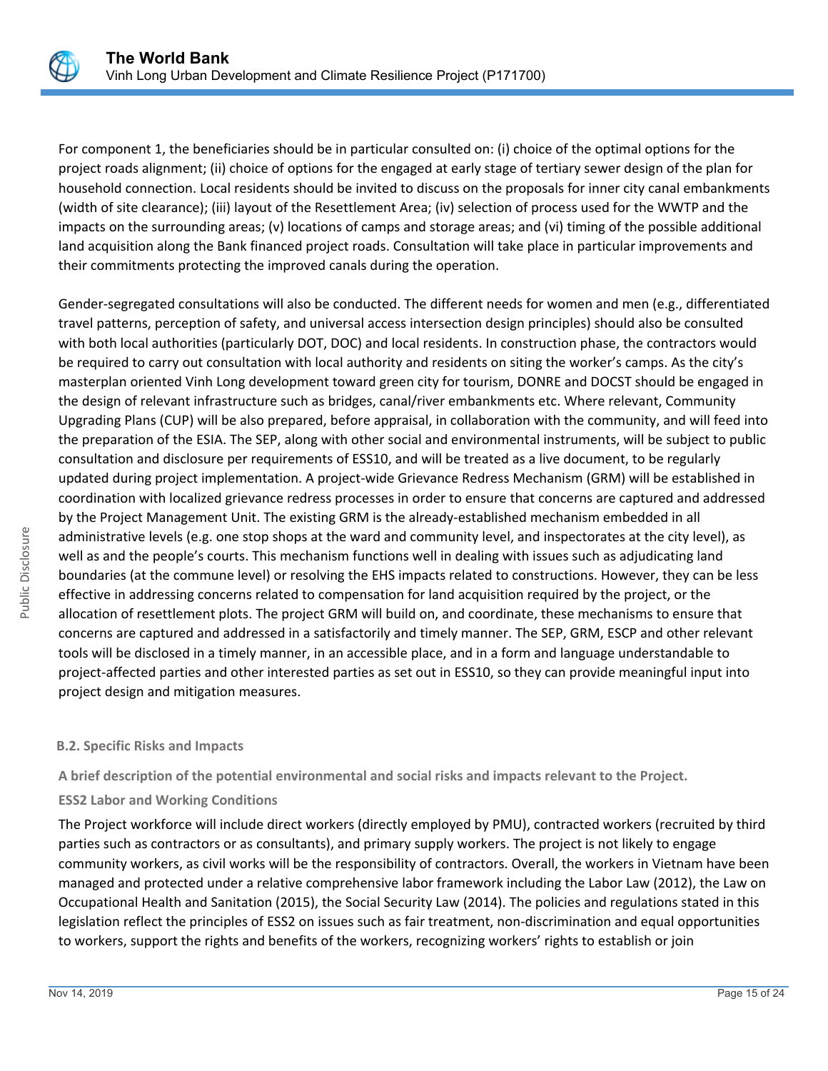For component 1, the beneficiaries should be in particular consulted on: (i) choice of the optimal options for the project roads alignment; (ii) choice of options for the engaged at early stage of tertiary sewer design of the plan for household connection. Local residents should be invited to discuss on the proposals for inner city canal embankments (width of site clearance); (iii) layout of the Resettlement Area; (iv) selection of process used for the WWTP and the impacts on the surrounding areas; (v) locations of camps and storage areas; and (vi) timing of the possible additional land acquisition along the Bank financed project roads. Consultation will take place in particular improvements and their commitments protecting the improved canals during the operation.

Gender-segregated consultations will also be conducted. The different needs for women and men (e.g., differentiated travel patterns, perception of safety, and universal access intersection design principles) should also be consulted with both local authorities (particularly DOT, DOC) and local residents. In construction phase, the contractors would be required to carry out consultation with local authority and residents on siting the worker's camps. As the city's masterplan oriented Vinh Long development toward green city for tourism, DONRE and DOCST should be engaged in the design of relevant infrastructure such as bridges, canal/river embankments etc. Where relevant, Community Upgrading Plans (CUP) will be also prepared, before appraisal, in collaboration with the community, and will feed into the preparation of the ESIA. The SEP, along with other social and environmental instruments, will be subject to public consultation and disclosure per requirements of ESS10, and will be treated as a live document, to be regularly updated during project implementation. A project-wide Grievance Redress Mechanism (GRM) will be established in coordination with localized grievance redress processes in order to ensure that concerns are captured and addressed by the Project Management Unit. The existing GRM is the already-established mechanism embedded in all administrative levels (e.g. one stop shops at the ward and community level, and inspectorates at the city level), as well as and the people's courts. This mechanism functions well in dealing with issues such as adjudicating land boundaries (at the commune level) or resolving the EHS impacts related to constructions. However, they can be less effective in addressing concerns related to compensation for land acquisition required by the project, or the allocation of resettlement plots. The project GRM will build on, and coordinate, these mechanisms to ensure that concerns are captured and addressed in a satisfactorily and timely manner. The SEP, GRM, ESCP and other relevant tools will be disclosed in a timely manner, in an accessible place, and in a form and language understandable to project-affected parties and other interested parties as set out in ESS10, so they can provide meaningful input into project design and mitigation measures.

### B.2. Specific Risks and Impacts

**A brief description of the potential environmental and social risks and impacts relevant to the Project.**

**ESS2 Labor and Working Conditions**

The Project workforce will include direct workers (directly employed by PMU), contracted workers (recruited by third parties such as contractors or as consultants), and primary supply workers. The project is not likely to engage community workers, as civil works will be the responsibility of contractors. Overall, the workers in Vietnam have been managed and protected under a relative comprehensive labor framework including the Labor Law (2012), the Law on Occupational Health and Sanitation (2015), the Social Security Law (2014). The policies and regulations stated in this legislation reflect the principles of ESS2 on issues such as fair treatment, non-discrimination and equal opportunities to workers, support the rights and benefits of the workers, recognizing workers' rights to establish or join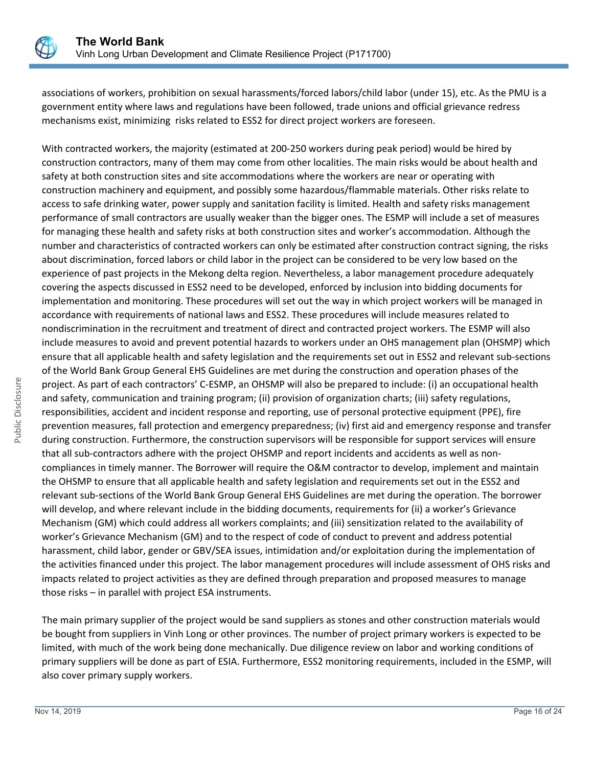associations of workers, prohibition on sexual harassments/forced labors/child labor (under 15), etc. As the PMU is a government entity where laws and regulations have been followed, trade unions and official grievance redress mechanisms exist, minimizing risks related to ESS2 for direct project workers are foreseen.

With contracted workers, the majority (estimated at 200-250 workers during peak period) would be hired by construction contractors, many of them may come from other localities. The main risks would be about health and safety at both construction sites and site accommodations where the workers are near or operating with construction machinery and equipment, and possibly some hazardous/flammable materials. Other risks relate to access to safe drinking water, power supply and sanitation facility is limited. Health and safety risks management performance of small contractors are usually weaker than the bigger ones. The ESMP will include a set of measures for managing these health and safety risks at both construction sites and worker's accommodation. Although the number and characteristics of contracted workers can only be estimated after construction contract signing, the risks about discrimination, forced labors or child labor in the project can be considered to be very low based on the experience of past projects in the Mekong delta region. Nevertheless, a labor management procedure adequately covering the aspects discussed in ESS2 need to be developed, enforced by inclusion into bidding documents for implementation and monitoring. These procedures will set out the way in which project workers will be managed in accordance with requirements of national laws and ESS2. These procedures will include measures related to nondiscrimination in the recruitment and treatment of direct and contracted project workers. The ESMP will also include measures to avoid and prevent potential hazards to workers under an OHS management plan (OHSMP) which ensure that all applicable health and safety legislation and the requirements set out in ESS2 and relevant sub-sections of the World Bank Group General EHS Guidelines are met during the construction and operation phases of the project. As part of each contractors' C-ESMP, an OHSMP will also be prepared to include: (i) an occupational health and safety, communication and training program; (ii) provision of organization charts; (iii) safety regulations, responsibilities, accident and incident response and reporting, use of personal protective equipment (PPE), fire prevention measures, fall protection and emergency preparedness; (iv) first aid and emergency response and transfer during construction. Furthermore, the construction supervisors will be responsible for support services will ensure that all sub-contractors adhere with the project OHSMP and report incidents and accidents as well as non-compliances in timely manner. The Borrower will require the O&M contractor to develop, implement and maintain the OHSMP to ensure that all applicable health and safety legislation and requirements set out in the ESS2 and relevant sub-sections of the World Bank Group General EHS Guidelines are met during the operation. The borrower will develop, and where relevant include in the bidding documents, requirements for (ii) a worker's Grievance Mechanism (GM) which could address all workers complaints; and (iii) sensitization related to the availability of worker's Grievance Mechanism (GM) and to the respect of code of conduct to prevent and address potential harassment, child labor, gender or GBV/SEA issues, intimidation and/or exploitation during the implementation of the activities financed under this project. The labor management procedures will include assessment of OHS risks and impacts related to project activities as they are defined through preparation and proposed measures to manage those risks – in parallel with project ESA instruments.

The main primary supplier of the project would be sand suppliers as stones and other construction materials would be bought from suppliers in Vinh Long or other provinces. The number of project primary workers is expected to be limited, with much of the work being done mechanically. Due diligence review on labor and working conditions of primary suppliers will be done as part of ESIA. Furthermore, ESS2 monitoring requirements, included in the ESMP, will also cover primary supply workers.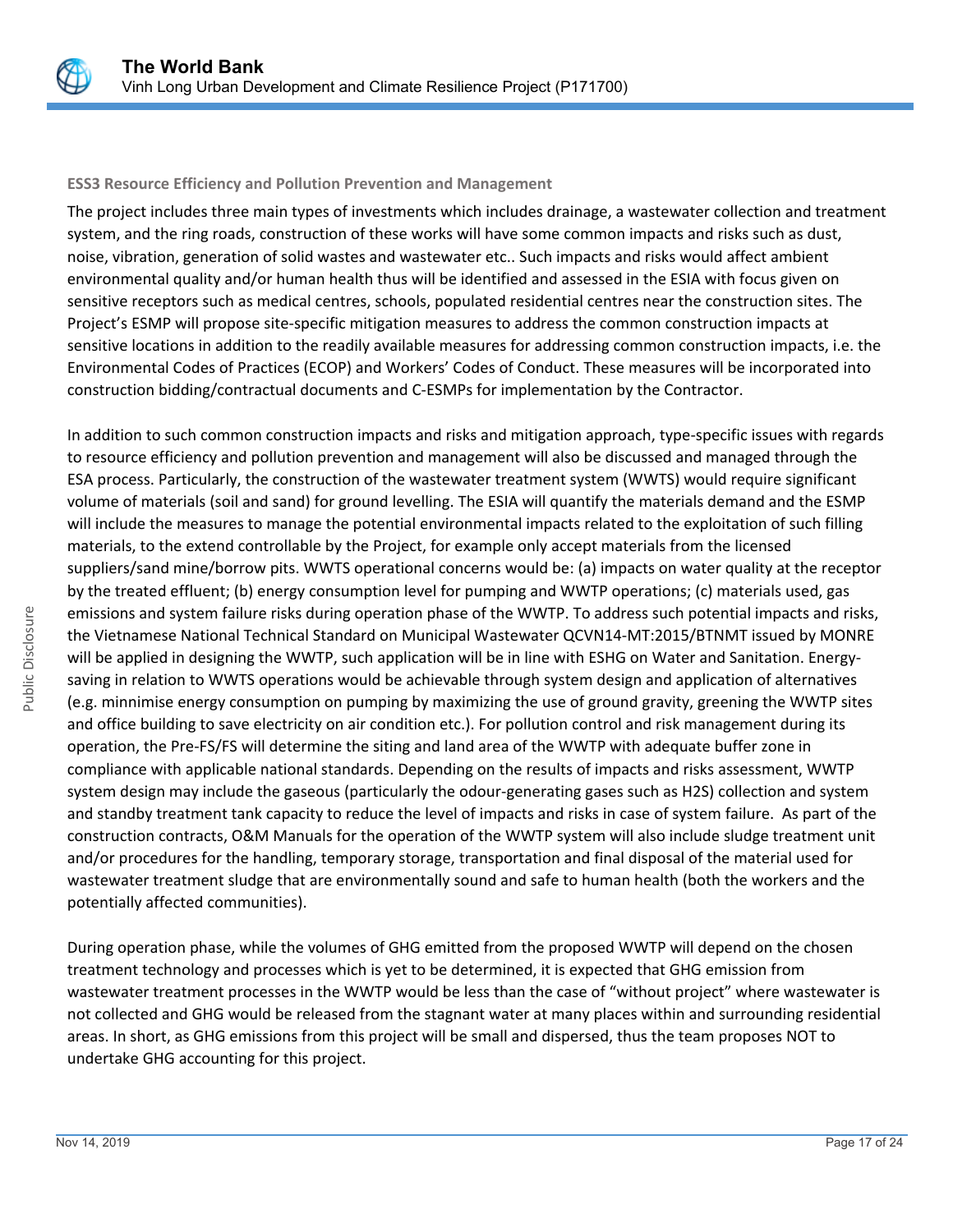### ESS3 Resource Efficiency and Pollution Prevention and Management

The project includes three main types of investments which includes drainage, a wastewater collection and treatment system, and the ring roads, construction of these works will have some common impacts and risks such as dust, noise, vibration, generation of solid wastes and wastewater etc.. Such impacts and risks would affect ambient environmental quality and/or human health thus will be identified and assessed in the ESIA with focus given on sensitive receptors such as medical centres, schools, populated residential centres near the construction sites. The Project's ESMP will propose site-specific mitigation measures to address the common construction impacts at sensitive locations in addition to the readily available measures for addressing common construction impacts, i.e. the Environmental Codes of Practices (ECOP) and Workers' Codes of Conduct. These measures will be incorporated into construction bidding/contractual documents and C-ESMPs for implementation by the Contractor.

In addition to such common construction impacts and risks and mitigation approach, type-specific issues with regards to resource efficiency and pollution prevention and management will also be discussed and managed through the ESA process. Particularly, the construction of the wastewater treatment system (WWTS) would require significant volume of materials (soil and sand) for ground levelling. The ESIA will quantify the materials demand and the ESMP will include the measures to manage the potential environmental impacts related to the exploitation of such filling materials, to the extend controllable by the Project, for example only accept materials from the licensed suppliers/sand mine/borrow pits. WWTS operational concerns would be: (a) impacts on water quality at the receptor by the treated effluent; (b) energy consumption level for pumping and WWTP operations; (c) materials used, gas emissions and system failure risks during operation phase of the WWTP. To address such potential impacts and risks, the Vietnamese National Technical Standard on Municipal Wastewater QCVN14-MT:2015/BTNMT issued by MONRE will be applied in designing the WWTP, such application will be in line with ESHG on Water and Sanitation. Energy-saving in relation to WWTS operations would be achievable through system design and application of alternatives (e.g. minnimise energy consumption on pumping by maximizing the use of ground gravity, greening the WWTP sites and office building to save electricity on air condition etc.). For pollution control and risk management during its operation, the Pre-FS/FS will determine the siting and land area of the WWTP with adequate buffer zone in compliance with applicable national standards. Depending on the results of impacts and risks assessment, WWTP system design may include the gaseous (particularly the odour-generating gases such as $H_2S$) collection and system and standby treatment tank capacity to reduce the level of impacts and risks in case of system failure. As part of the construction contracts, O&M Manuals for the operation of the WWTP system will also include sludge treatment unit and/or procedures for the handling, temporary storage, transportation and final disposal of the material used for wastewater treatment sludge that are environmentally sound and safe to human health (both the workers and the potentially affected communities).

During operation phase, while the volumes of GHG emitted from the proposed WWTP will depend on the chosen treatment technology and processes which is yet to be determined, it is expected that GHG emission from wastewater treatment processes in the WWTP would be less than the case of "without project" where wastewater is not collected and GHG would be released from the stagnant water at many places within and surrounding residential areas. In short, as GHG emissions from this project will be small and dispersed, thus the team proposes NOT to undertake GHG accounting for this project.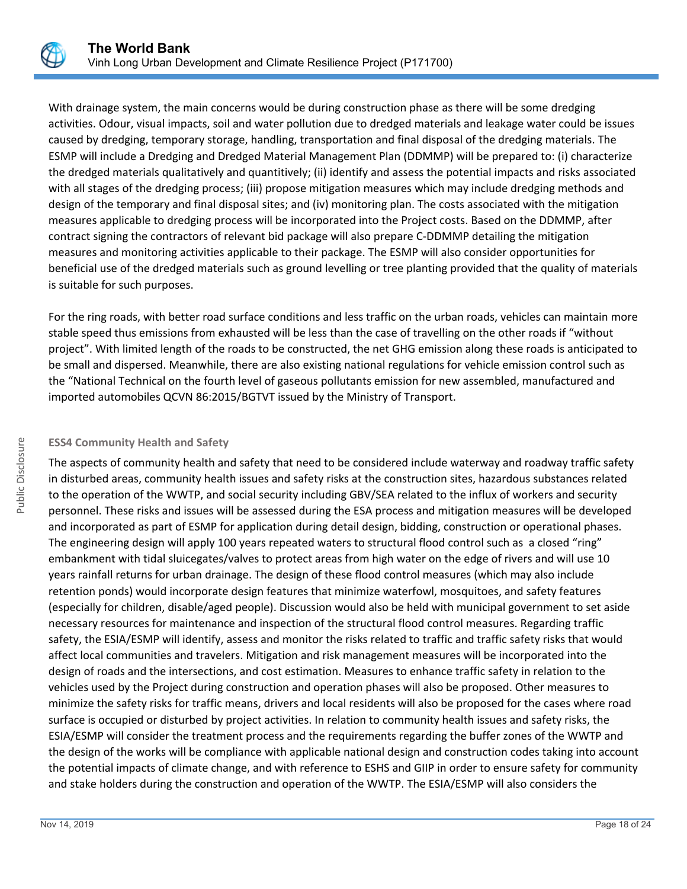With drainage system, the main concerns would be during construction phase as there will be some dredging activities. Odour, visual impacts, soil and water pollution due to dredged materials and leakage water could be issues caused by dredging, temporary storage, handling, transportation and final disposal of the dredging materials. The ESMP will include a Dredging and Dredged Material Management Plan (DDMMP) will be prepared to: (i) characterize the dredged materials qualitatively and quantitively; (ii) identify and assess the potential impacts and risks associated with all stages of the dredging process; (iii) propose mitigation measures which may include dredging methods and design of the temporary and final disposal sites; and (iv) monitoring plan. The costs associated with the mitigation measures applicable to dredging process will be incorporated into the Project costs. Based on the DDMMP, after contract signing the contractors of relevant bid package will also prepare C-DDMMP detailing the mitigation measures and monitoring activities applicable to their package. The ESMP will also consider opportunities for beneficial use of the dredged materials such as ground levelling or tree planting provided that the quality of materials is suitable for such purposes.

For the ring roads, with better road surface conditions and less traffic on the urban roads, vehicles can maintain more stable speed thus emissions from exhausted will be less than the case of travelling on the other roads if "without project". With limited length of the roads to be constructed, the net GHG emission along these roads is anticipated to be small and dispersed. Meanwhile, there are also existing national regulations for vehicle emission control such as the "National Technical on the fourth level of gaseous pollutants emission for new assembled, manufactured and imported automobiles QCVN 86:2015/BGTVT issued by the Ministry of Transport.

**ESS4 Community Health and Safety**

The aspects of community health and safety that need to be considered include waterway and roadway traffic safety in disturbed areas, community health issues and safety risks at the construction sites, hazardous substances related to the operation of the WWTP, and social security including GBV/SEA related to the influx of workers and security personnel. These risks and issues will be assessed during the ESA process and mitigation measures will be developed and incorporated as part of ESMP for application during detail design, bidding, construction or operational phases. The engineering design will apply 100 years repeated waters to structural flood control such as a closed "ring" embankment with tidal sluicegates/valves to protect areas from high water on the edge of rivers and will use 10 years rainfall returns for urban drainage. The design of these flood control measures (which may also include retention ponds) would incorporate design features that minimize waterfowl, mosquitoes, and safety features (especially for children, disable/aged people). Discussion would also be held with municipal government to set aside necessary resources for maintenance and inspection of the structural flood control measures. Regarding traffic safety, the ESIA/ESMP will identify, assess and monitor the risks related to traffic and traffic safety risks that would affect local communities and travelers. Mitigation and risk management measures will be incorporated into the design of roads and the intersections, and cost estimation. Measures to enhance traffic safety in relation to the vehicles used by the Project during construction and operation phases will also be proposed. Other measures to minimize the safety risks for traffic means, drivers and local residents will also be proposed for the cases where road surface is occupied or disturbed by project activities. In relation to community health issues and safety risks, the ESIA/ESMP will consider the treatment process and the requirements regarding the buffer zones of the WWTP and the design of the works will be compliance with applicable national design and construction codes taking into account the potential impacts of climate change, and with reference to ESHS and GIIP in order to ensure safety for community and stake holders during the construction and operation of the WWTP. The ESIA/ESMP will also considers the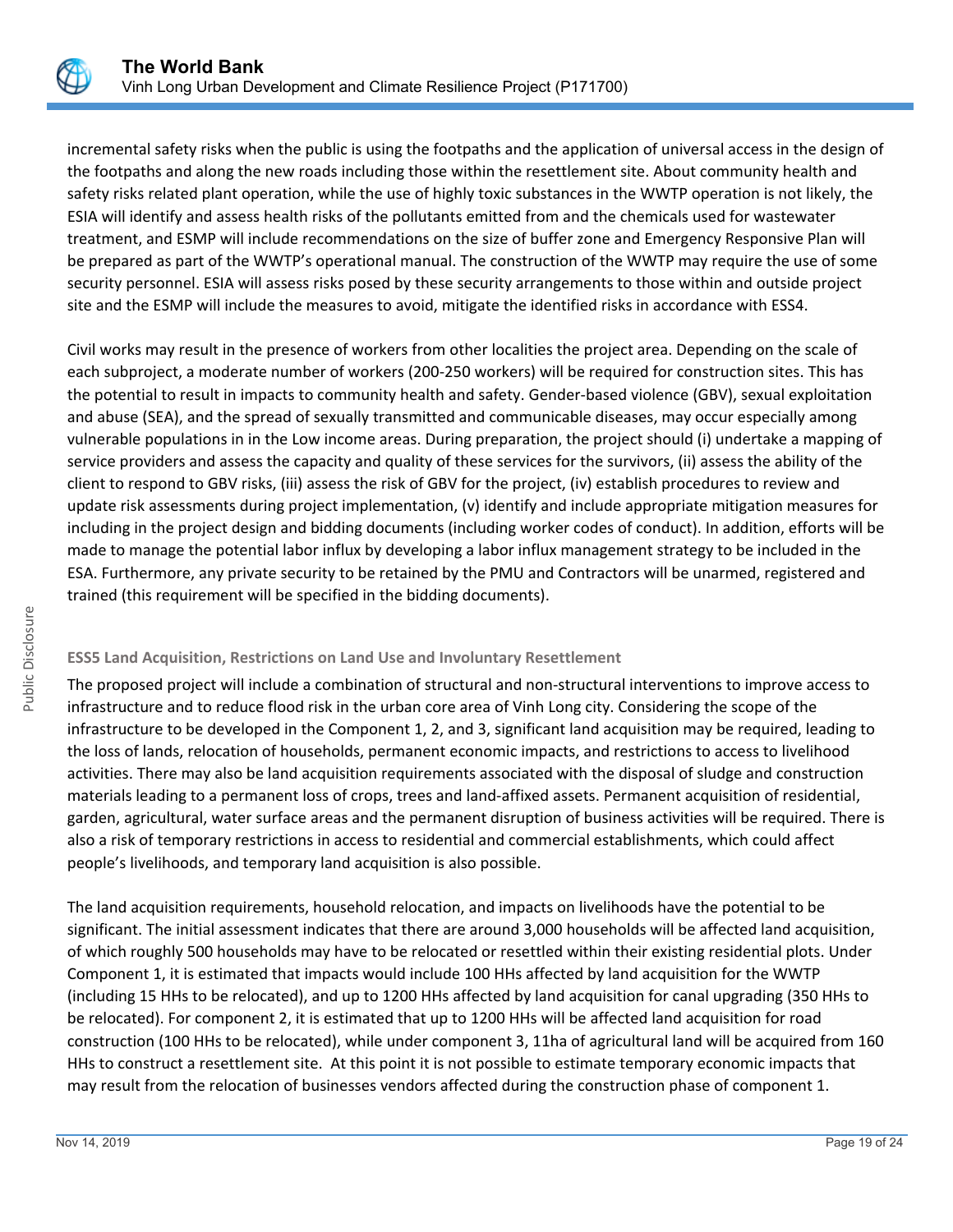incremental safety risks when the public is using the footpaths and the application of universal access in the design of the footpaths and along the new roads including those within the resettlement site. About community health and safety risks related plant operation, while the use of highly toxic substances in the WWTP operation is not likely, the ESIA will identify and assess health risks of the pollutants emitted from and the chemicals used for wastewater treatment, and ESMP will include recommendations on the size of buffer zone and Emergency Responsive Plan will be prepared as part of the WWTP's operational manual. The construction of the WWTP may require the use of some security personnel. ESIA will assess risks posed by these security arrangements to those within and outside project site and the ESMP will include the measures to avoid, mitigate the identified risks in accordance with ESS4.

Civil works may result in the presence of workers from other localities the project area. Depending on the scale of each subproject, a moderate number of workers (200-250 workers) will be required for construction sites. This has the potential to result in impacts to community health and safety. Gender-based violence (GBV), sexual exploitation and abuse (SEA), and the spread of sexually transmitted and communicable diseases, may occur especially among vulnerable populations in in the Low income areas. During preparation, the project should (i) undertake a mapping of service providers and assess the capacity and quality of these services for the survivors, (ii) assess the ability of the client to respond to GBV risks, (iii) assess the risk of GBV for the project, (iv) establish procedures to review and update risk assessments during project implementation, (v) identify and include appropriate mitigation measures for including in the project design and bidding documents (including worker codes of conduct). In addition, efforts will be made to manage the potential labor influx by developing a labor influx management strategy to be included in the ESA. Furthermore, any private security to be retained by the PMU and Contractors will be unarmed, registered and trained (this requirement will be specified in the bidding documents).

**ESS5 Land Acquisition, Restrictions on Land Use and Involuntary Resettlement**

The proposed project will include a combination of structural and non-structural interventions to improve access to infrastructure and to reduce flood risk in the urban core area of Vinh Long city. Considering the scope of the infrastructure to be developed in the Component 1, 2, and 3, significant land acquisition may be required, leading to the loss of lands, relocation of households, permanent economic impacts, and restrictions to access to livelihood activities. There may also be land acquisition requirements associated with the disposal of sludge and construction materials leading to a permanent loss of crops, trees and land-affixed assets. Permanent acquisition of residential, garden, agricultural, water surface areas and the permanent disruption of business activities will be required. There is also a risk of temporary restrictions in access to residential and commercial establishments, which could affect people's livelihoods, and temporary land acquisition is also possible.

The land acquisition requirements, household relocation, and impacts on livelihoods have the potential to be significant. The initial assessment indicates that there are around 3,000 households will be affected land acquisition, of which roughly 500 households may have to be relocated or resettled within their existing residential plots. Under Component 1, it is estimated that impacts would include 100 HHs affected by land acquisition for the WWTP (including 15 HHs to be relocated), and up to 1200 HHs affected by land acquisition for canal upgrading (350 HHs to be relocated). For component 2, it is estimated that up to 1200 HHs will be affected land acquisition for road construction (100 HHs to be relocated), while under component 3, 11ha of agricultural land will be acquired from 160 HHs to construct a resettlement site. At this point it is not possible to estimate temporary economic impacts that may result from the relocation of businesses vendors affected during the construction phase of component 1.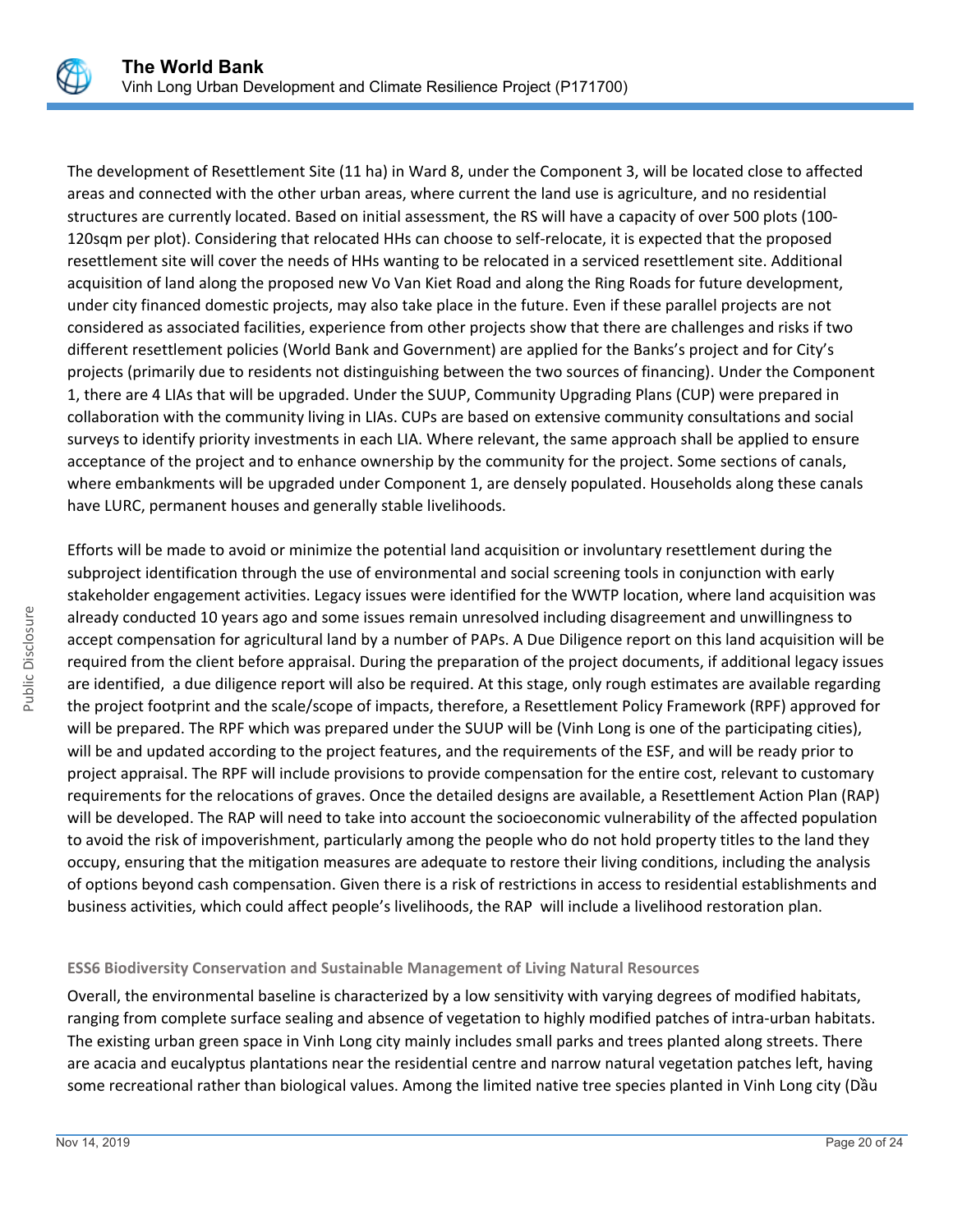The development of Resettlement Site (11 ha) in Ward 8, under the Component 3, will be located close to affected areas and connected with the other urban areas, where current the land use is agriculture, and no residential structures are currently located. Based on initial assessment, the RS will have a capacity of over 500 plots (100-120sqm per plot). Considering that relocated HHs can choose to self-relocate, it is expected that the proposed resettlement site will cover the needs of HHs wanting to be relocated in a serviced resettlement site. Additional acquisition of land along the proposed new Vo Van Kiet Road and along the Ring Roads for future development, under city financed domestic projects, may also take place in the future. Even if these parallel projects are not considered as associated facilities, experience from other projects show that there are challenges and risks if two different resettlement policies (World Bank and Government) are applied for the Banks's project and for City's projects (primarily due to residents not distinguishing between the two sources of financing). Under the Component 1, there are 4 LIAs that will be upgraded. Under the SUUP, Community Upgrading Plans (CUP) were prepared in collaboration with the community living in LIAs. CUPs are based on extensive community consultations and social surveys to identify priority investments in each LIA. Where relevant, the same approach shall be applied to ensure acceptance of the project and to enhance ownership by the community for the project. Some sections of canals, where embankments will be upgraded under Component 1, are densely populated. Households along these canals have LURC, permanent houses and generally stable livelihoods.

Efforts will be made to avoid or minimize the potential land acquisition or involuntary resettlement during the subproject identification through the use of environmental and social screening tools in conjunction with early stakeholder engagement activities. Legacy issues were identified for the WWTP location, where land acquisition was already conducted 10 years ago and some issues remain unresolved including disagreement and unwillingness to accept compensation for agricultural land by a number of PAPs. A Due Diligence report on this land acquisition will be required from the client before appraisal. During the preparation of the project documents, if additional legacy issues are identified, a due diligence report will also be required. At this stage, only rough estimates are available regarding the project footprint and the scale/scope of impacts, therefore, a Resettlement Policy Framework (RPF) approved for will be prepared. The RPF which was prepared under the SUUP will be (Vinh Long is one of the participating cities), will be and updated according to the project features, and the requirements of the ESF, and will be ready prior to project appraisal. The RPF will include provisions to provide compensation for the entire cost, relevant to customary requirements for the relocations of graves. Once the detailed designs are available, a Resettlement Action Plan (RAP) will be developed. The RAP will need to take into account the socioeconomic vulnerability of the affected population to avoid the risk of impoverishment, particularly among the people who do not hold property titles to the land they occupy, ensuring that the mitigation measures are adequate to restore their living conditions, including the analysis of options beyond cash compensation. Given there is a risk of restrictions in access to residential establishments and business activities, which could affect people's livelihoods, the RAP will include a livelihood restoration plan.

#### ESS6 Biodiversity Conservation and Sustainable Management of Living Natural Resources

Overall, the environmental baseline is characterized by a low sensitivity with varying degrees of modified habitats, ranging from complete surface sealing and absence of vegetation to highly modified patches of intra-urban habitats. The existing urban green space in Vinh Long city mainly includes small parks and trees planted along streets. There are acacia and eucalyptus plantations near the residential centre and narrow natural vegetation patches left, having some recreational rather than biological values. Among the limited native tree species planted in Vinh Long city (Dầu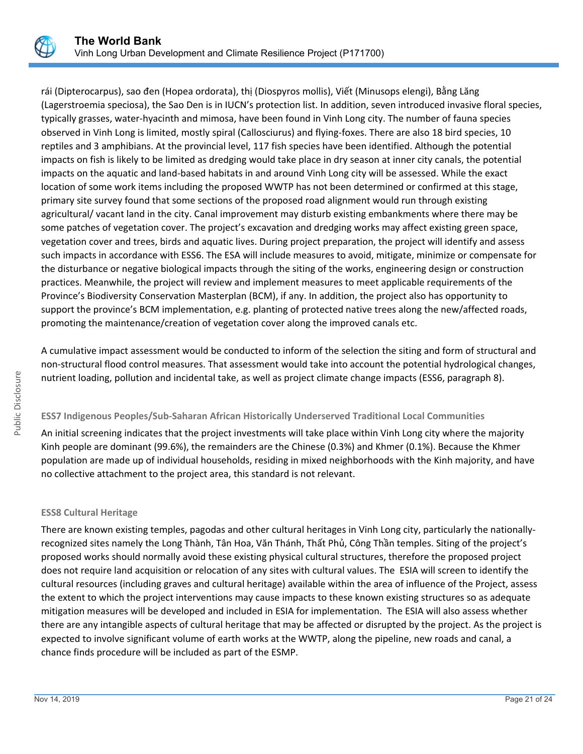rái (Dipterocarpus), sao đen (Hopea ordorata), thị (Diospyros mollis), Viết (Minusops elengi), Bằng Lăng (Lagerstroemia speciosa), the Sao Den is in IUCN's protection list. In addition, seven introduced invasive floral species, typically grasses, water-hyacinth and mimosa, have been found in Vinh Long city. The number of fauna species observed in Vinh Long is limited, mostly spiral (Callosciurus) and flying-foxes. There are also 18 bird species, 10 reptiles and 3 amphibians. At the provincial level, 117 fish species have been identified. Although the potential impacts on fish is likely to be limited as dredging would take place in dry season at inner city canals, the potential impacts on the aquatic and land-based habitats in and around Vinh Long city will be assessed. While the exact location of some work items including the proposed WWTP has not been determined or confirmed at this stage, primary site survey found that some sections of the proposed road alignment would run through existing agricultural/ vacant land in the city. Canal improvement may disturb existing embankments where there may be some patches of vegetation cover. The project's excavation and dredging works may affect existing green space, vegetation cover and trees, birds and aquatic lives. During project preparation, the project will identify and assess such impacts in accordance with ESS6. The ESA will include measures to avoid, mitigate, minimize or compensate for the disturbance or negative biological impacts through the siting of the works, engineering design or construction practices. Meanwhile, the project will review and implement measures to meet applicable requirements of the Province's Biodiversity Conservation Masterplan (BCM), if any. In addition, the project also has opportunity to support the province's BCM implementation, e.g. planting of protected native trees along the new/affected roads, promoting the maintenance/creation of vegetation cover along the improved canals etc.

A cumulative impact assessment would be conducted to inform of the selection the siting and form of structural and non-structural flood control measures. That assessment would take into account the potential hydrological changes, nutrient loading, pollution and incidental take, as well as project climate change impacts (ESS6, paragraph 8).

### ESS7 Indigenous Peoples/Sub-Saharan African Historically Underserved Traditional Local Communities

An initial screening indicates that the project investments will take place within Vinh Long city where the majority Kinh people are dominant (99.6%), the remainders are the Chinese (0.3%) and Khmer (0.1%). Because the Khmer population are made up of individual households, residing in mixed neighborhoods with the Kinh majority, and have no collective attachment to the project area, this standard is not relevant.

### ESS8 Cultural Heritage

There are known existing temples, pagodas and other cultural heritages in Vinh Long city, particularly the nationally-recognized sites namely the Long Thành, Tân Hoa, Văn Thánh, Thất Phủ, Công Thần temples. Siting of the project's proposed works should normally avoid these existing physical cultural structures, therefore the proposed project does not require land acquisition or relocation of any sites with cultural values. The ESIA will screen to identify the cultural resources (including graves and cultural heritage) available within the area of influence of the Project, assess the extent to which the project interventions may cause impacts to these known existing structures so as adequate mitigation measures will be developed and included in ESIA for implementation. The ESIA will also assess whether there are any intangible aspects of cultural heritage that may be affected or disrupted by the project. As the project is expected to involve significant volume of earth works at the WWTP, along the pipeline, new roads and canal, a chance finds procedure will be included as part of the ESMP.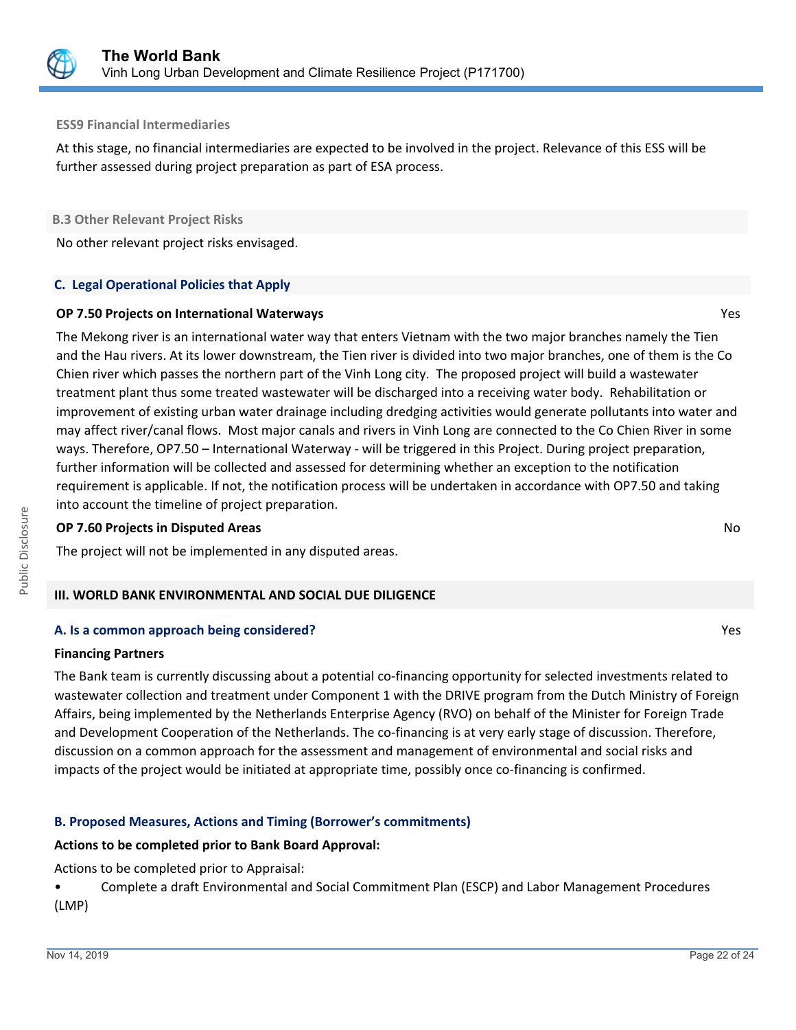#### ESS9 Financial Intermediaries

At this stage, no financial intermediaries are expected to be involved in the project. Relevance of this ESS will be further assessed during project preparation as part of ESA process.

#### B.3 Other Relevant Project Risks

No other relevant project risks envisaged.

### C. Legal Operational Policies that Apply

**OP 7.50 Projects on International Waterways** Yes

The Mekong river is an international water way that enters Vietnam with the two major branches namely the Tien and the Hau rivers. At its lower downstream, the Tien river is divided into two major branches, one of them is the Co Chien river which passes the northern part of the Vinh Long city. The proposed project will build a wastewater treatment plant thus some treated wastewater will be discharged into a receiving water body. Rehabilitation or improvement of existing urban water drainage including dredging activities would generate pollutants into water and may affect river/canal flows. Most major canals and rivers in Vinh Long are connected to the Co Chien River in some ways. Therefore, OP7.50 – International Waterway - will be triggered in this Project. During project preparation, further information will be collected and assessed for determining whether an exception to the notification requirement is applicable. If not, the notification process will be undertaken in accordance with OP7.50 and taking into account the timeline of project preparation.

**OP 7.60 Projects in Disputed Areas** No

The project will not be implemented in any disputed areas.

## III. WORLD BANK ENVIRONMENTAL AND SOCIAL DUE DILIGENCE

### A. Is a common approach being considered? Yes

**Financing Partners**

The Bank team is currently discussing about a potential co-financing opportunity for selected investments related to wastewater collection and treatment under Component 1 with the DRIVE program from the Dutch Ministry of Foreign Affairs, being implemented by the Netherlands Enterprise Agency (RVO) on behalf of the Minister for Foreign Trade and Development Cooperation of the Netherlands. The co-financing is at very early stage of discussion. Therefore, discussion on a common approach for the assessment and management of environmental and social risks and impacts of the project would be initiated at appropriate time, possibly once co-financing is confirmed.

### B. Proposed Measures, Actions and Timing (Borrower's commitments)

**Actions to be completed prior to Bank Board Approval:**

Actions to be completed prior to Appraisal:

- Complete a draft Environmental and Social Commitment Plan (ESCP) and Labor Management Procedures (LMP)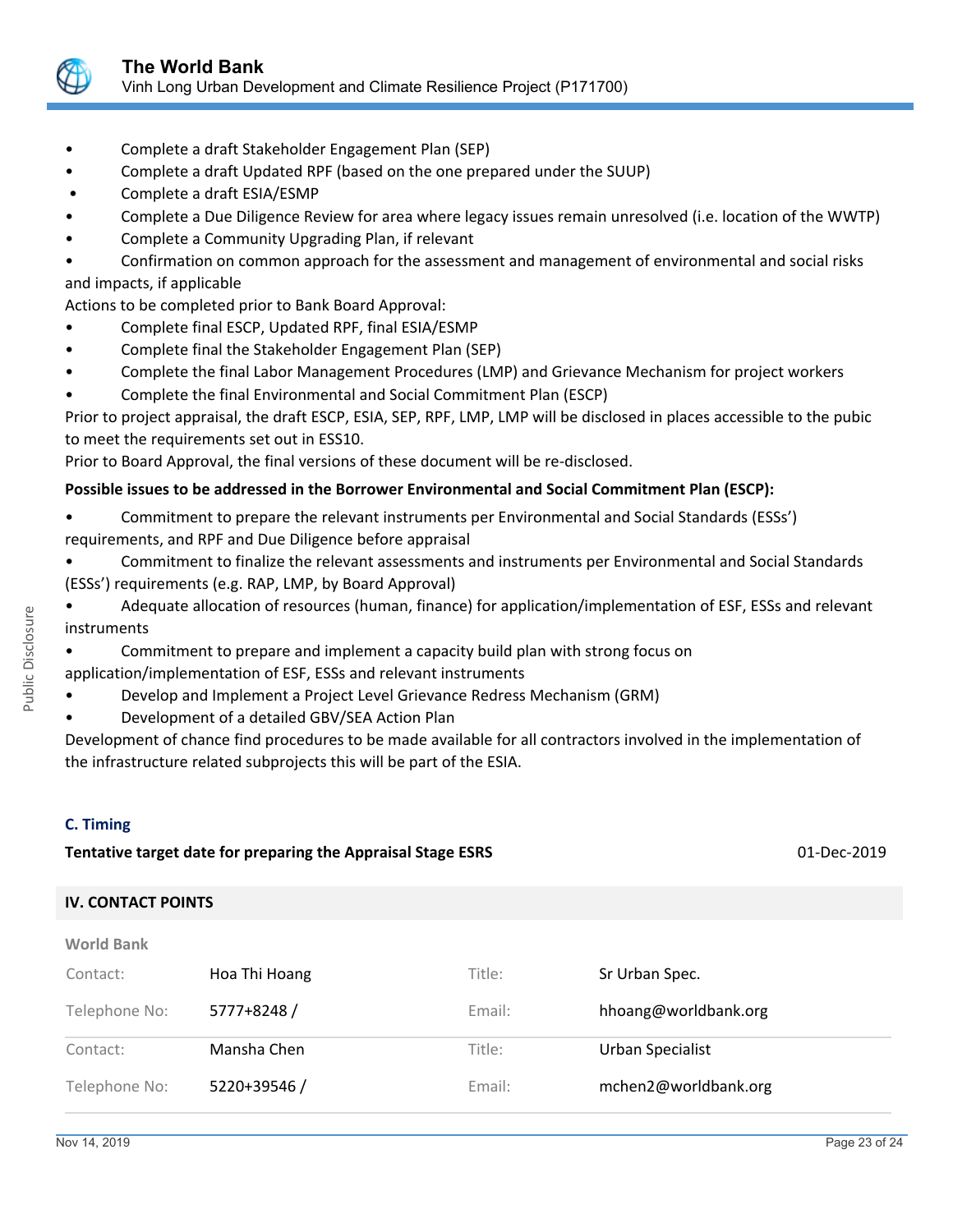- Complete a draft Stakeholder Engagement Plan (SEP)
- Complete a draft Updated RPF (based on the one prepared under the SUUP)
- Complete a draft ESIA/ESMP
- Complete a Due Diligence Review for area where legacy issues remain unresolved (i.e. location of the WWTP)
- Complete a Community Upgrading Plan, if relevant
- Confirmation on common approach for the assessment and management of environmental and social risks and impacts, if applicable

Actions to be completed prior to Bank Board Approval:

- Complete final ESCP, Updated RPF, final ESIA/ESMP
- Complete final the Stakeholder Engagement Plan (SEP)
- Complete the final Labor Management Procedures (LMP) and Grievance Mechanism for project workers
- Complete the final Environmental and Social Commitment Plan (ESCP)

Prior to project appraisal, the draft ESCP, ESIA, SEP, RPF, LMP, LMP will be disclosed in places accessible to the pubic to meet the requirements set out in ESS10.

Prior to Board Approval, the final versions of these document will be re-disclosed.

**Possible issues to be addressed in the Borrower Environmental and Social Commitment Plan (ESCP):**

- Commitment to prepare the relevant instruments per Environmental and Social Standards (ESSs') requirements, and RPF and Due Diligence before appraisal
- Commitment to finalize the relevant assessments and instruments per Environmental and Social Standards (ESSs') requirements (e.g. RAP, LMP, by Board Approval)
- Adequate allocation of resources (human, finance) for application/implementation of ESF, ESSs and relevant instruments
- Commitment to prepare and implement a capacity build plan with strong focus on application/implementation of ESF, ESSs and relevant instruments
- Develop and Implement a Project Level Grievance Redress Mechanism (GRM)
- Development of a detailed GBV/SEA Action Plan

Development of chance find procedures to be made available for all contractors involved in the implementation of the infrastructure related subprojects this will be part of the ESIA.

### C. Timing

**Tentative target date for preparing the Appraisal Stage ESRS** 01-Dec-2019

## IV. CONTACT POINTS

**World Bank**

| | | | |
|---|---|---|---|
| Contact: | Hoa Thi Hoang | Title: | Sr Urban Spec. |
| Telephone No: | 5777+8248 / | Email: | hhoang@worldbank.org |
| Contact: | Mansha Chen | Title: | Urban Specialist |
| Telephone No: | 5220+39546 / | Email: | mchen2@worldbank.org |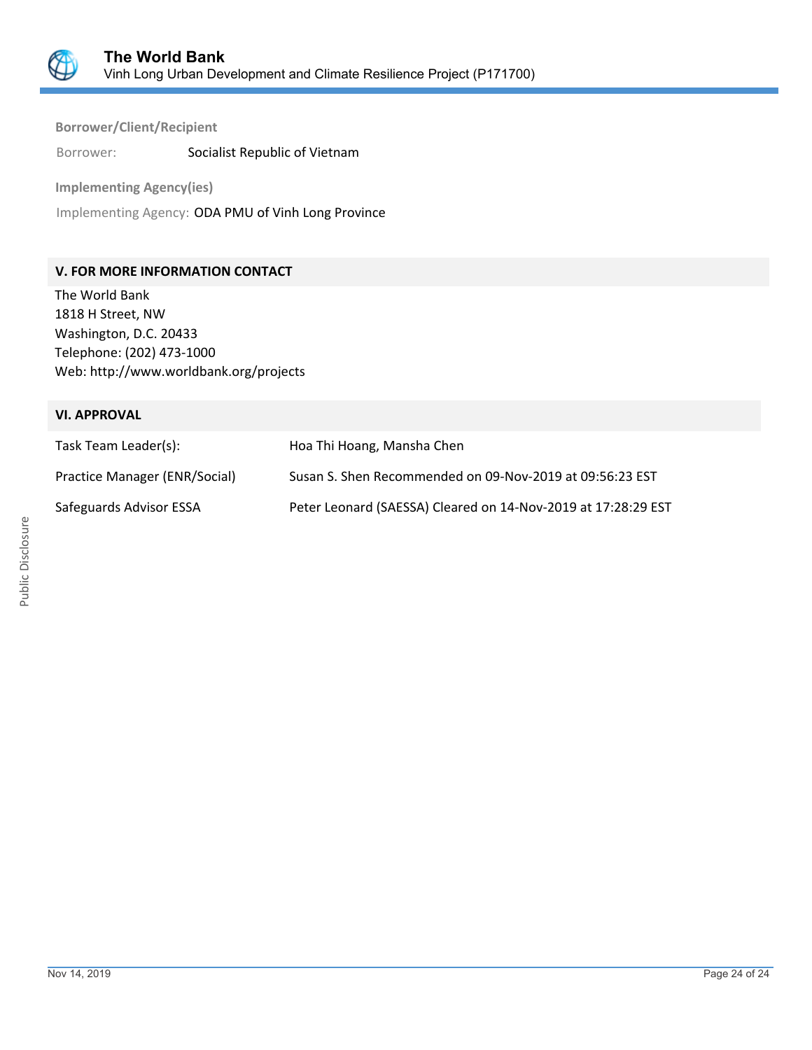**Borrower/Client/Recipient**

Borrower: Socialist Republic of Vietnam

**Implementing Agency(ies)**

Implementing Agency: ODA PMU of Vinh Long Province

## V. FOR MORE INFORMATION CONTACT

The World Bank
1818 H Street, NW
Washington, D.C. 20433
Telephone: (202) 473-1000
Web: http://www.worldbank.org/projects

## VI. APPROVAL

| | |
|---|---|
| Task Team Leader(s): | Hoa Thi Hoang, Mansha Chen |
| Practice Manager (ENR/Social) | Susan S. Shen Recommended on 09-Nov-2019 at 09:56:23 EST |
| Safeguards Advisor ESSA | Peter Leonard (SAESSA) Cleared on 14-Nov-2019 at 17:28:29 EST |